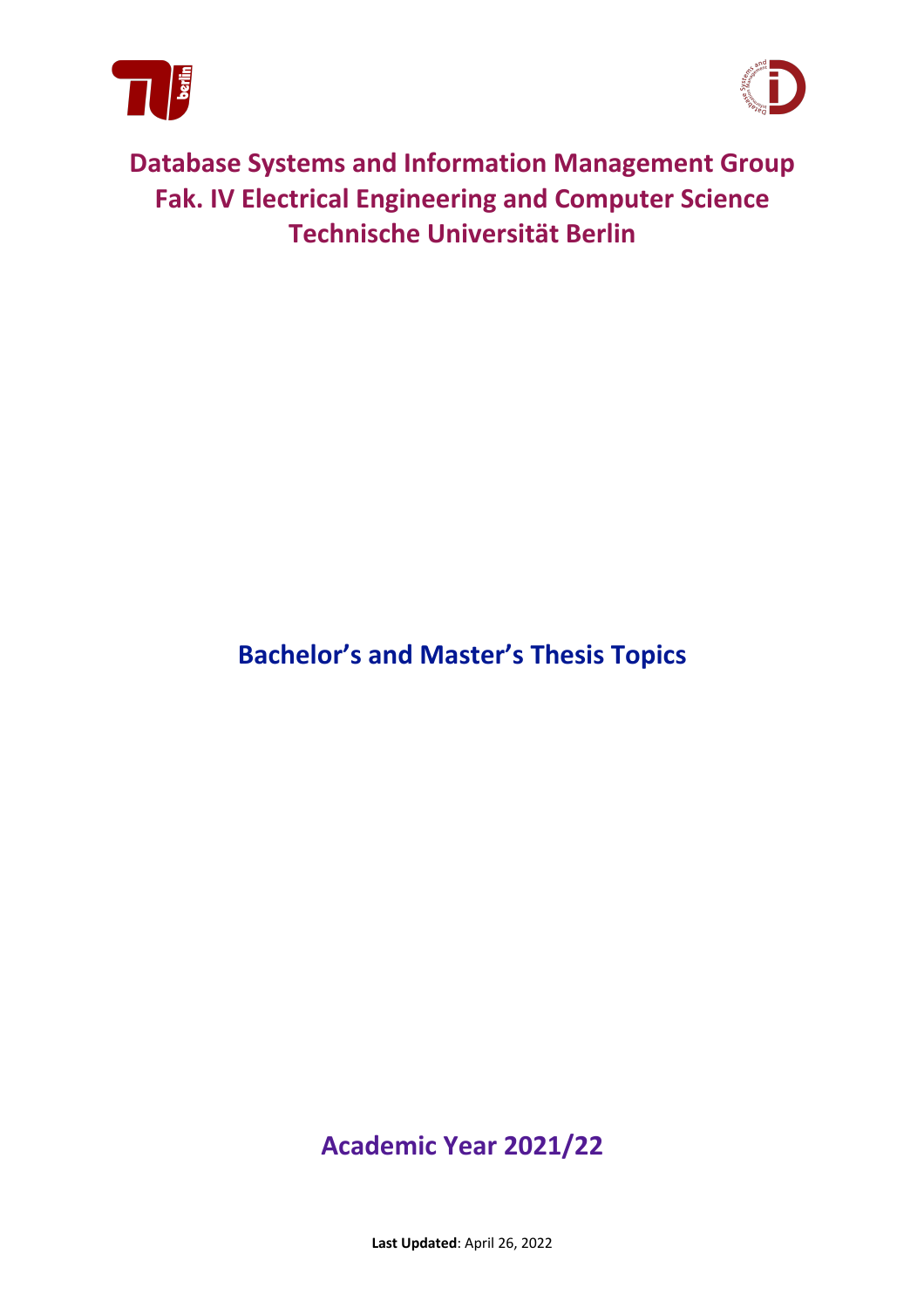# Database Systems and Information Management Group
# Fak. IV Electrical Engineering and Computer Science
# Technische Universität Berlin

## Bachelor's and Master's Thesis Topics

## Academic Year 2021/22

**Last Updated**: April 26, 2022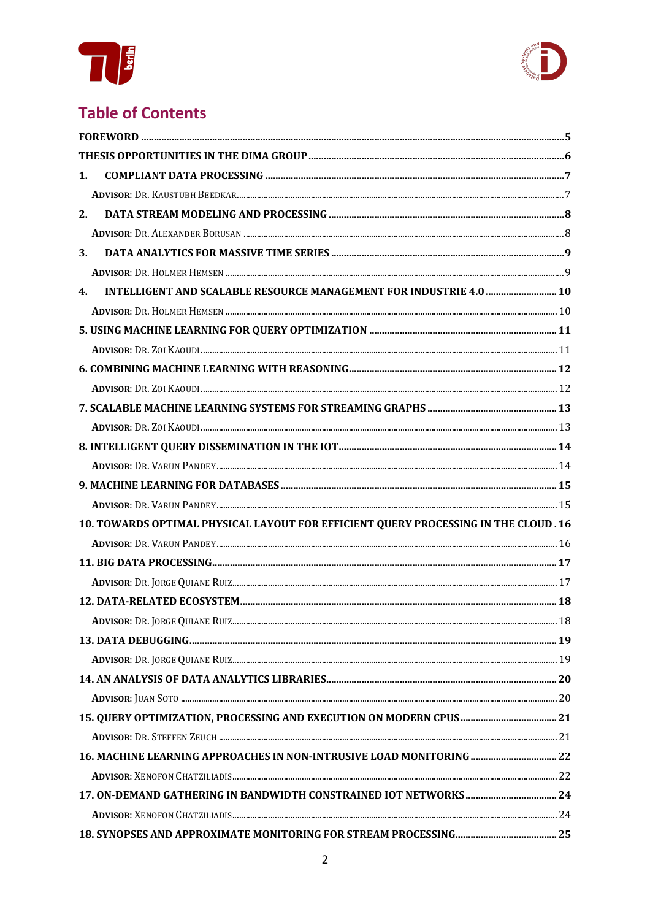## Table of Contents

FOREWORD ..... 5

THESIS OPPORTUNITIES IN THE DIMA GROUP ..... 6

1. COMPLIANT DATA PROCESSING ..... 7
   - ADVISOR: DR. KAUSTUBH BEEDKAR ..... 7
2. DATA STREAM MODELING AND PROCESSING ..... 8
   - ADVISOR: DR. ALEXANDER BORUSAN ..... 8
3. DATA ANALYTICS FOR MASSIVE TIME SERIES ..... 9
   - ADVISOR: DR. HOLMER HEMSEN ..... 9
4. INTELLIGENT AND SCALABLE RESOURCE MANAGEMENT FOR INDUSTRIE 4.0 ..... 10
   - ADVISOR: DR. HOLMER HEMSEN ..... 10

5. USING MACHINE LEARNING FOR QUERY OPTIMIZATION ..... 11
   - ADVISOR: DR. ZOI KAOUDI ..... 11

6. COMBINING MACHINE LEARNING WITH REASONING ..... 12
   - ADVISOR: DR. ZOI KAOUDI ..... 12

7. SCALABLE MACHINE LEARNING SYSTEMS FOR STREAMING GRAPHS ..... 13
   - ADVISOR: DR. ZOI KAOUDI ..... 13

8. INTELLIGENT QUERY DISSEMINATION IN THE IOT ..... 14
   - ADVISOR: DR. VARUN PANDEY ..... 14

9. MACHINE LEARNING FOR DATABASES ..... 15
   - ADVISOR: DR. VARUN PANDEY ..... 15

10. TOWARDS OPTIMAL PHYSICAL LAYOUT FOR EFFICIENT QUERY PROCESSING IN THE CLOUD ..... 16
   - ADVISOR: DR. VARUN PANDEY ..... 16

11. BIG DATA PROCESSING ..... 17
   - ADVISOR: DR. JORGE QUIANE RUIZ ..... 17

12. DATA-RELATED ECOSYSTEM ..... 18
   - ADVISOR: DR. JORGE QUIANE RUIZ ..... 18

13. DATA DEBUGGING ..... 19
   - ADVISOR: DR. JORGE QUIANE RUIZ ..... 19

14. AN ANALYSIS OF DATA ANALYTICS LIBRARIES ..... 20
   - ADVISOR: JUAN SOTO ..... 20

15. QUERY OPTIMIZATION, PROCESSING AND EXECUTION ON MODERN CPUS ..... 21
   - ADVISOR: DR. STEFFEN ZEUCH ..... 21

16. MACHINE LEARNING APPROACHES IN NON-INTRUSIVE LOAD MONITORING ..... 22
   - ADVISOR: XENOFON CHATZILIADIS ..... 22

17. ON-DEMAND GATHERING IN BANDWIDTH CONSTRAINED IOT NETWORKS ..... 24
   - ADVISOR: XENOFON CHATZILIADIS ..... 24

18. SYNOPSES AND APPROXIMATE MONITORING FOR STREAM PROCESSING ..... 25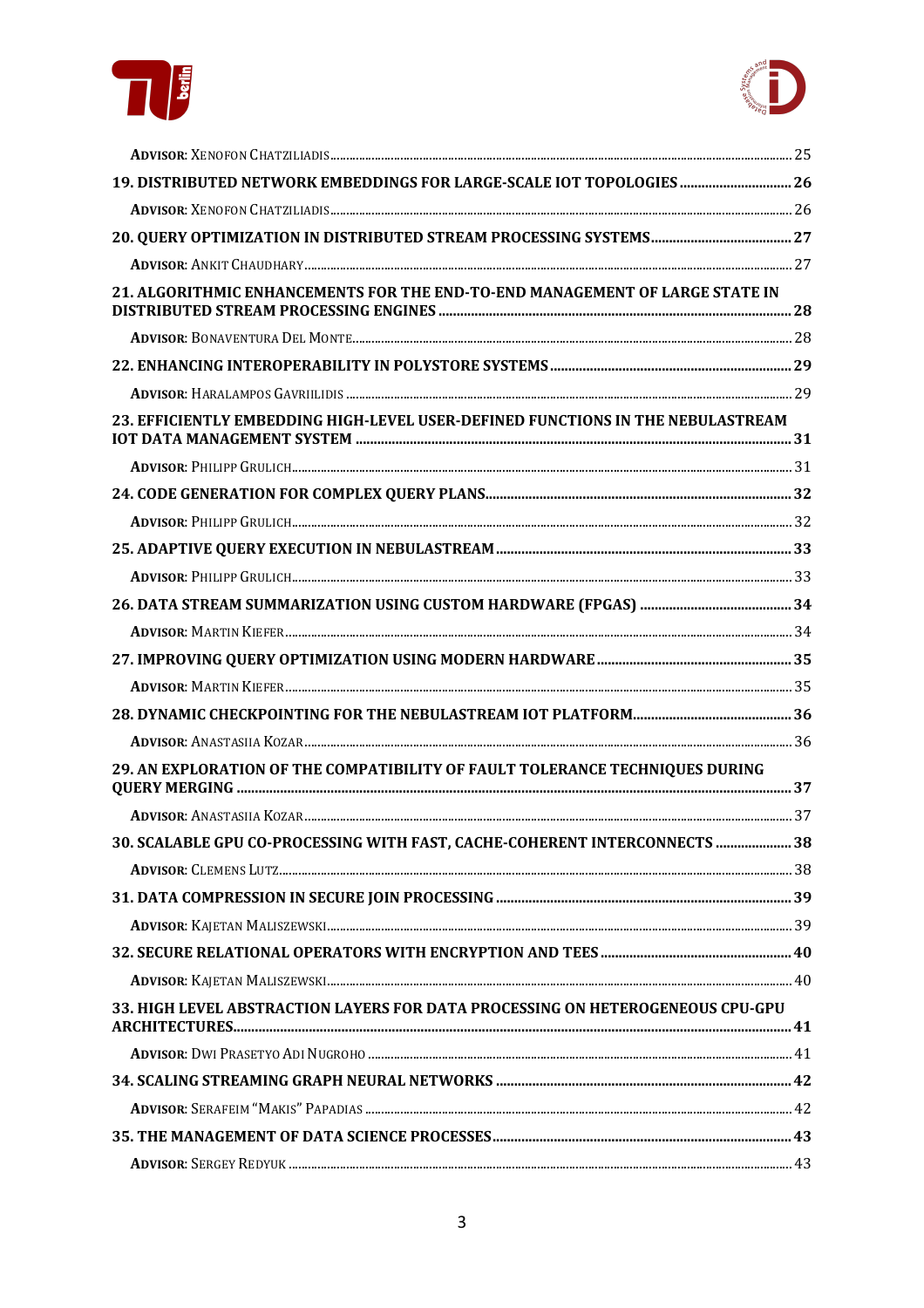**Advisor:** Xenofon Chatziliadis ........ 25

**19. DISTRIBUTED NETWORK EMBEDDINGS FOR LARGE-SCALE IOT TOPOLOGIES ........ 26**

**Advisor:** Xenofon Chatziliadis ........ 26

**20. QUERY OPTIMIZATION IN DISTRIBUTED STREAM PROCESSING SYSTEMS ........ 27**

**Advisor:** Ankit Chaudhary ........ 27

**21. ALGORITHMIC ENHANCEMENTS FOR THE END-TO-END MANAGEMENT OF LARGE STATE IN DISTRIBUTED STREAM PROCESSING ENGINES ........ 28**

**Advisor:** Bonaventura Del Monte ........ 28

**22. ENHANCING INTEROPERABILITY IN POLYSTORE SYSTEMS ........ 29**

**Advisor:** Haralampos Gavriilidis ........ 29

**23. EFFICIENTLY EMBEDDING HIGH-LEVEL USER-DEFINED FUNCTIONS IN THE NEBULASTREAM IOT DATA MANAGEMENT SYSTEM ........ 31**

**Advisor:** Philipp Grulich ........ 31

**24. CODE GENERATION FOR COMPLEX QUERY PLANS ........ 32**

**Advisor:** Philipp Grulich ........ 32

**25. ADAPTIVE QUERY EXECUTION IN NEBULASTREAM ........ 33**

**Advisor:** Philipp Grulich ........ 33

**26. DATA STREAM SUMMARIZATION USING CUSTOM HARDWARE (FPGAS) ........ 34**

**Advisor:** Martin Kiefer ........ 34

**27. IMPROVING QUERY OPTIMIZATION USING MODERN HARDWARE ........ 35**

**Advisor:** Martin Kiefer ........ 35

**28. DYNAMIC CHECKPOINTING FOR THE NEBULASTREAM IOT PLATFORM ........ 36**

**Advisor:** Anastasiia Kozar ........ 36

**29. AN EXPLORATION OF THE COMPATIBILITY OF FAULT TOLERANCE TECHNIQUES DURING QUERY MERGING ........ 37**

**Advisor:** Anastasiia Kozar ........ 37

**30. SCALABLE GPU CO-PROCESSING WITH FAST, CACHE-COHERENT INTERCONNECTS ........ 38**

**Advisor:** Clemens Lutz ........ 38

**31. DATA COMPRESSION IN SECURE JOIN PROCESSING ........ 39**

**Advisor:** Kajetan Maliszewski ........ 39

**32. SECURE RELATIONAL OPERATORS WITH ENCRYPTION AND TEES ........ 40**

**Advisor:** Kajetan Maliszewski ........ 40

**33. HIGH LEVEL ABSTRACTION LAYERS FOR DATA PROCESSING ON HETEROGENEOUS CPU-GPU ARCHITECTURES ........ 41**

**Advisor:** Dwi Prasetyo Adi Nugroho ........ 41

**34. SCALING STREAMING GRAPH NEURAL NETWORKS ........ 42**

**Advisor:** Serafeim "Makis" Papadias ........ 42

**35. THE MANAGEMENT OF DATA SCIENCE PROCESSES ........ 43**

**Advisor:** Sergey Redyuk ........ 43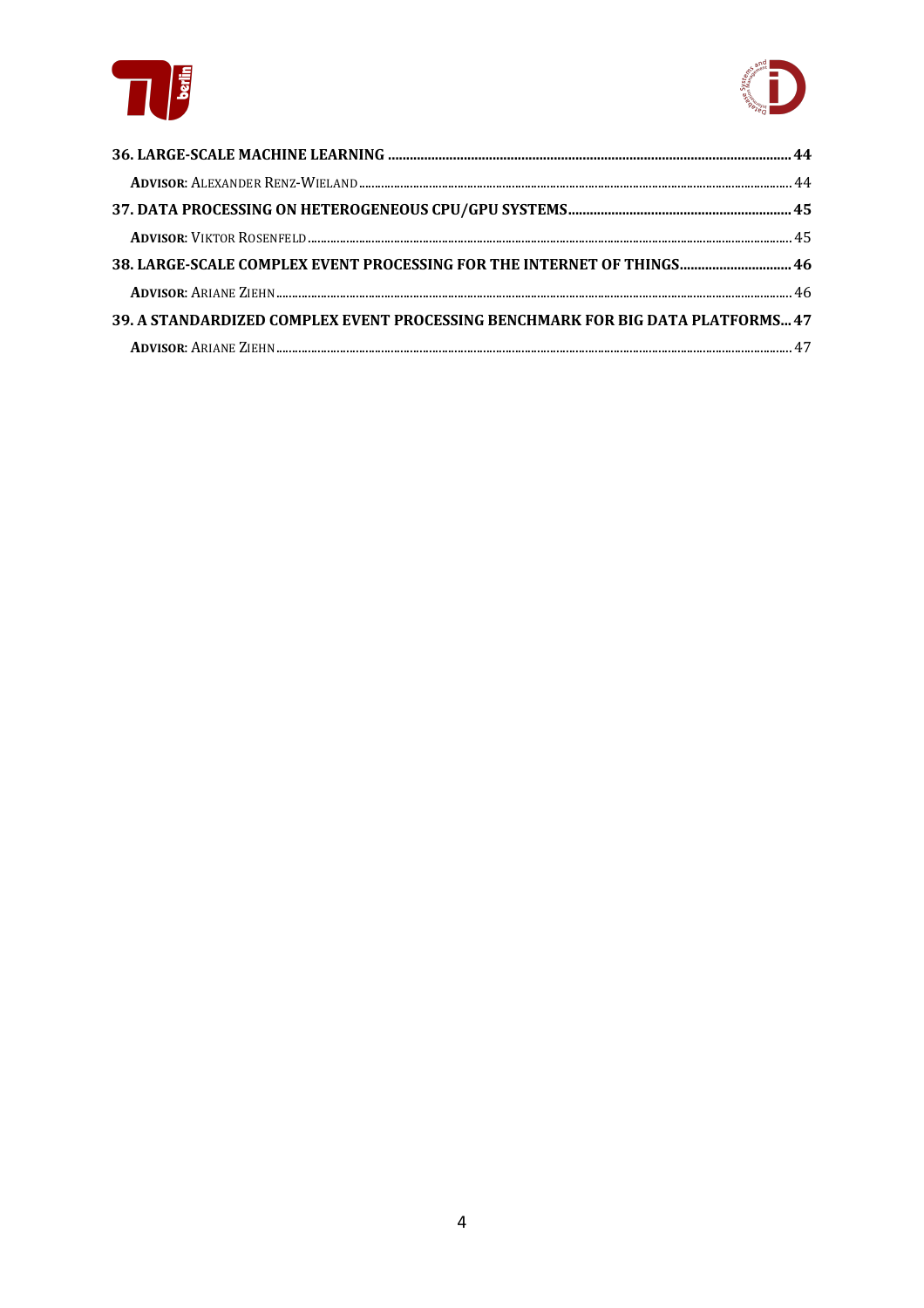**36. LARGE-SCALE MACHINE LEARNING** .......... **44**

**ADVISOR**: ALEXANDER RENZ-WIELAND .......... 44

**37. DATA PROCESSING ON HETEROGENEOUS CPU/GPU SYSTEMS** .......... **45**

**ADVISOR**: VIKTOR ROSENFELD .......... 45

**38. LARGE-SCALE COMPLEX EVENT PROCESSING FOR THE INTERNET OF THINGS** .......... **46**

**ADVISOR**: ARIANE ZIEHN .......... 46

**39. A STANDARDIZED COMPLEX EVENT PROCESSING BENCHMARK FOR BIG DATA PLATFORMS** ... **47**

**ADVISOR**: ARIANE ZIEHN .......... 47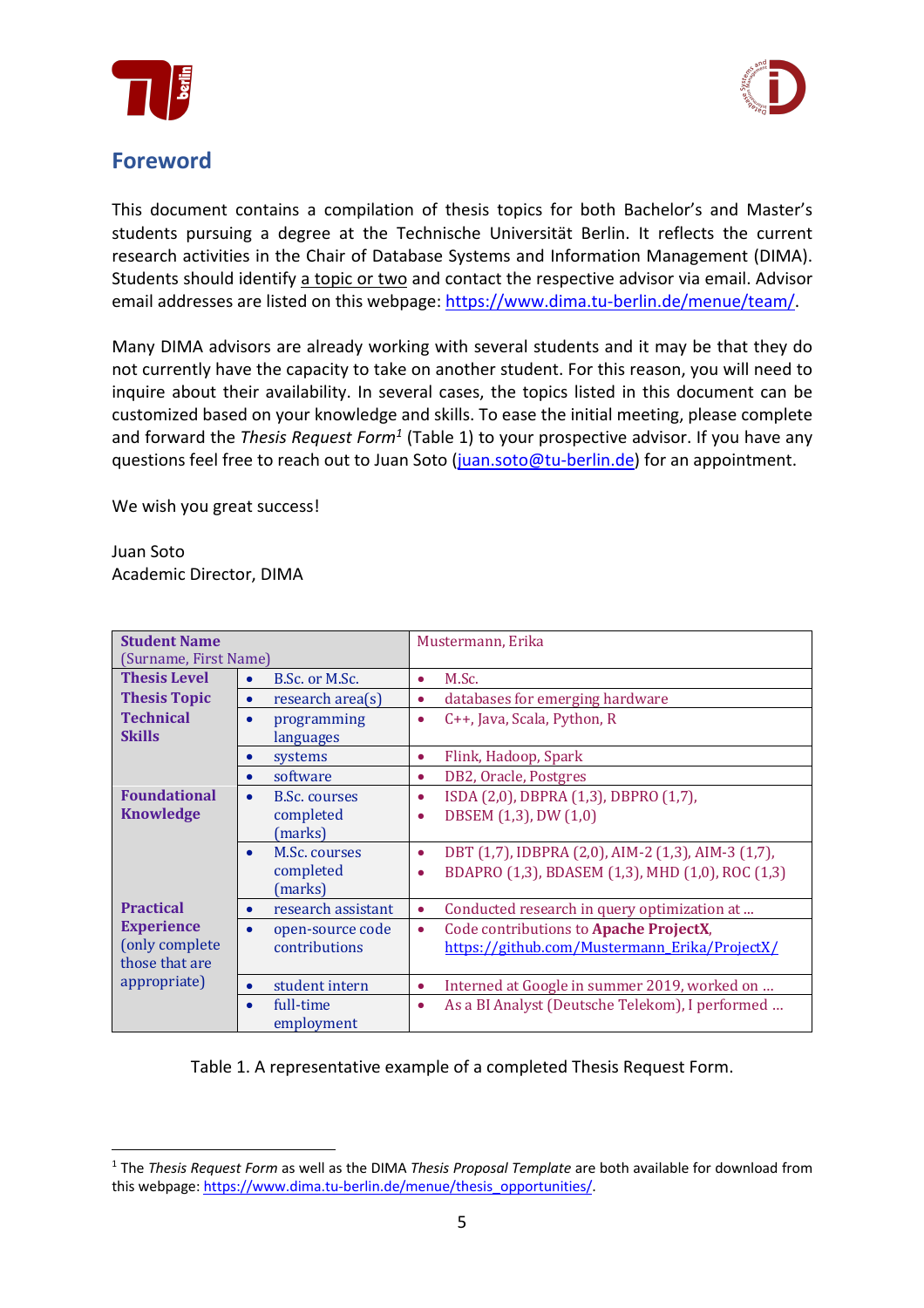## Foreword

This document contains a compilation of thesis topics for both Bachelor's and Master's students pursuing a degree at the Technische Universität Berlin. It reflects the current research activities in the Chair of Database Systems and Information Management (DIMA). Students should identify a topic or two and contact the respective advisor via email. Advisor email addresses are listed on this webpage: https://www.dima.tu-berlin.de/menue/team/.

Many DIMA advisors are already working with several students and it may be that they do not currently have the capacity to take on another student. For this reason, you will need to inquire about their availability. In several cases, the topics listed in this document can be customized based on your knowledge and skills. To ease the initial meeting, please complete and forward the *Thesis Request Form*[1] (Table 1) to your prospective advisor. If you have any questions feel free to reach out to Juan Soto (juan.soto@tu-berlin.de) for an appointment.

We wish you great success!

Juan Soto
Academic Director, DIMA

| | | |
|---|---|---|
| **Student Name** (Surname, First Name) | | Mustermann, Erika |
| **Thesis Level** | • B.Sc. or M.Sc. | • M.Sc. |
| **Thesis Topic** | • research area(s) | • databases for emerging hardware |
| **Technical Skills** | • programming languages | • C++, Java, Scala, Python, R |
| | • systems | • Flink, Hadoop, Spark |
| | • software | • DB2, Oracle, Postgres |
| **Foundational Knowledge** | • B.Sc. courses completed (marks) | • ISDA (2,0), DBPRA (1,3), DBPRO (1,7), • DBSEM (1,3), DW (1,0) |
| | • M.Sc. courses completed (marks) | • DBT (1,7), IDBPRA (2,0), AIM-2 (1,3), AIM-3 (1,7), • BDAPRO (1,3), BDASEM (1,3), MHD (1,0), ROC (1,3) |
| **Practical Experience** (only complete those that are appropriate) | • research assistant | • Conducted research in query optimization at ... |
| | • open-source code contributions | • Code contributions to **Apache ProjectX**, https://github.com/Mustermann_Erika/ProjectX/ |
| | • student intern | • Interned at Google in summer 2019, worked on ... |
| | • full-time employment | • As a BI Analyst (Deutsche Telekom), I performed ... |

Table 1. A representative example of a completed Thesis Request Form.

[1] The *Thesis Request Form* as well as the DIMA *Thesis Proposal Template* are both available for download from this webpage: https://www.dima.tu-berlin.de/menue/thesis_opportunities/.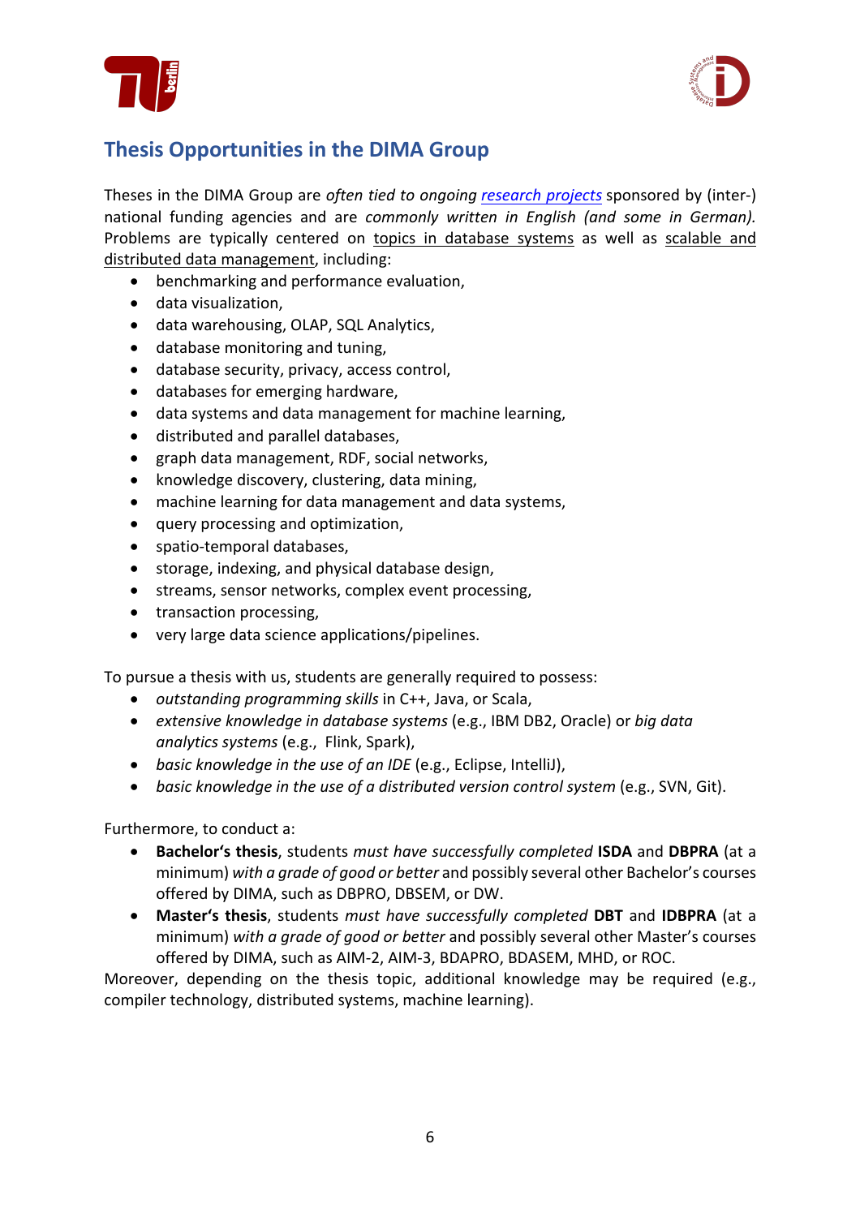## Thesis Opportunities in the DIMA Group

Theses in the DIMA Group are *often tied to ongoing* *research projects* sponsored by (inter-) national funding agencies and are *commonly written in English (and some in German).* Problems are typically centered on topics in database systems as well as scalable and distributed data management, including:

- benchmarking and performance evaluation,
- data visualization,
- data warehousing, OLAP, SQL Analytics,
- database monitoring and tuning,
- database security, privacy, access control,
- databases for emerging hardware,
- data systems and data management for machine learning,
- distributed and parallel databases,
- graph data management, RDF, social networks,
- knowledge discovery, clustering, data mining,
- machine learning for data management and data systems,
- query processing and optimization,
- spatio-temporal databases,
- storage, indexing, and physical database design,
- streams, sensor networks, complex event processing,
- transaction processing,
- very large data science applications/pipelines.

To pursue a thesis with us, students are generally required to possess:

- *outstanding programming skills* in C++, Java, or Scala,
- *extensive knowledge in database systems* (e.g., IBM DB2, Oracle) or *big data analytics systems* (e.g., Flink, Spark),
- *basic knowledge in the use of an IDE* (e.g., Eclipse, IntelliJ),
- *basic knowledge in the use of a distributed version control system* (e.g., SVN, Git).

Furthermore, to conduct a:

- **Bachelor's thesis**, students *must have successfully completed* **ISDA** and **DBPRA** (at a minimum) *with a grade of good or better* and possibly several other Bachelor's courses offered by DIMA, such as DBPRO, DBSEM, or DW.
- **Master's thesis**, students *must have successfully completed* **DBT** and **IDBPRA** (at a minimum) *with a grade of good or better* and possibly several other Master's courses offered by DIMA, such as AIM-2, AIM-3, BDAPRO, BDASEM, MHD, or ROC.

Moreover, depending on the thesis topic, additional knowledge may be required (e.g., compiler technology, distributed systems, machine learning).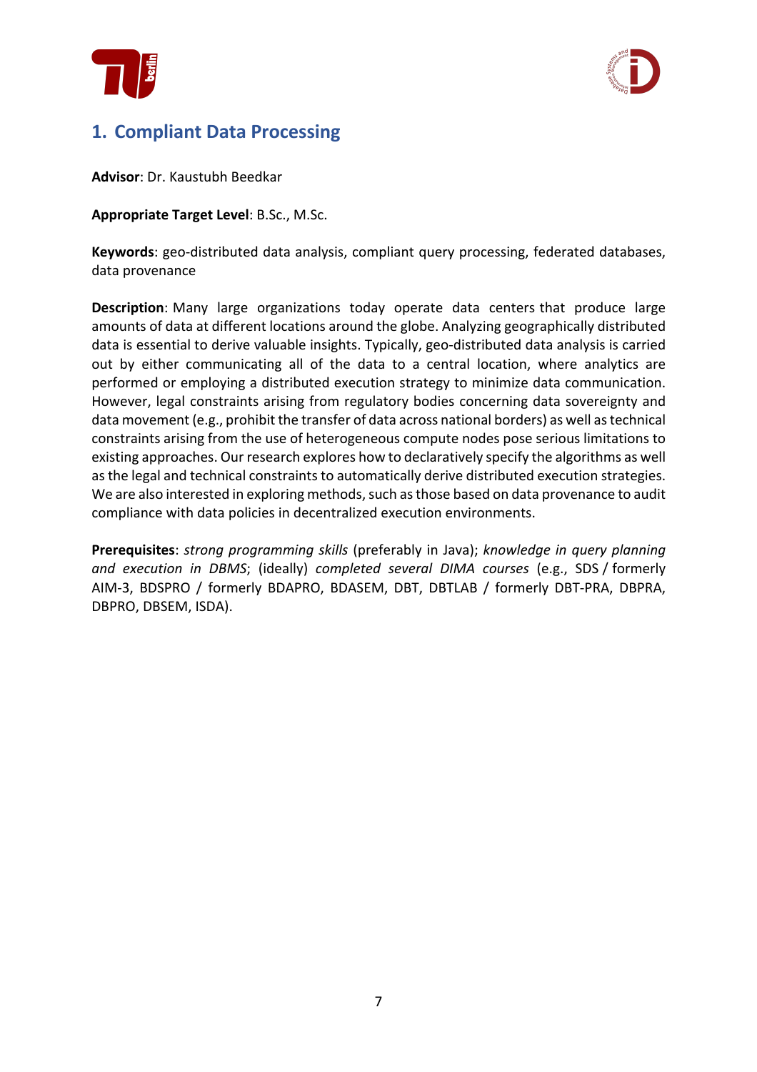## 1. Compliant Data Processing

**Advisor**: Dr. Kaustubh Beedkar

**Appropriate Target Level**: B.Sc., M.Sc.

**Keywords**: geo-distributed data analysis, compliant query processing, federated databases, data provenance

**Description**: Many large organizations today operate data centers that produce large amounts of data at different locations around the globe. Analyzing geographically distributed data is essential to derive valuable insights. Typically, geo-distributed data analysis is carried out by either communicating all of the data to a central location, where analytics are performed or employing a distributed execution strategy to minimize data communication. However, legal constraints arising from regulatory bodies concerning data sovereignty and data movement (e.g., prohibit the transfer of data across national borders) as well as technical constraints arising from the use of heterogeneous compute nodes pose serious limitations to existing approaches. Our research explores how to declaratively specify the algorithms as well as the legal and technical constraints to automatically derive distributed execution strategies. We are also interested in exploring methods, such as those based on data provenance to audit compliance with data policies in decentralized execution environments.

**Prerequisites**: *strong programming skills* (preferably in Java); *knowledge in query planning and execution in DBMS*; (ideally) *completed several DIMA courses* (e.g., SDS / formerly AIM-3, BDSPRO / formerly BDAPRO, BDASEM, DBT, DBTLAB / formerly DBT-PRA, DBPRA, DBPRO, DBSEM, ISDA).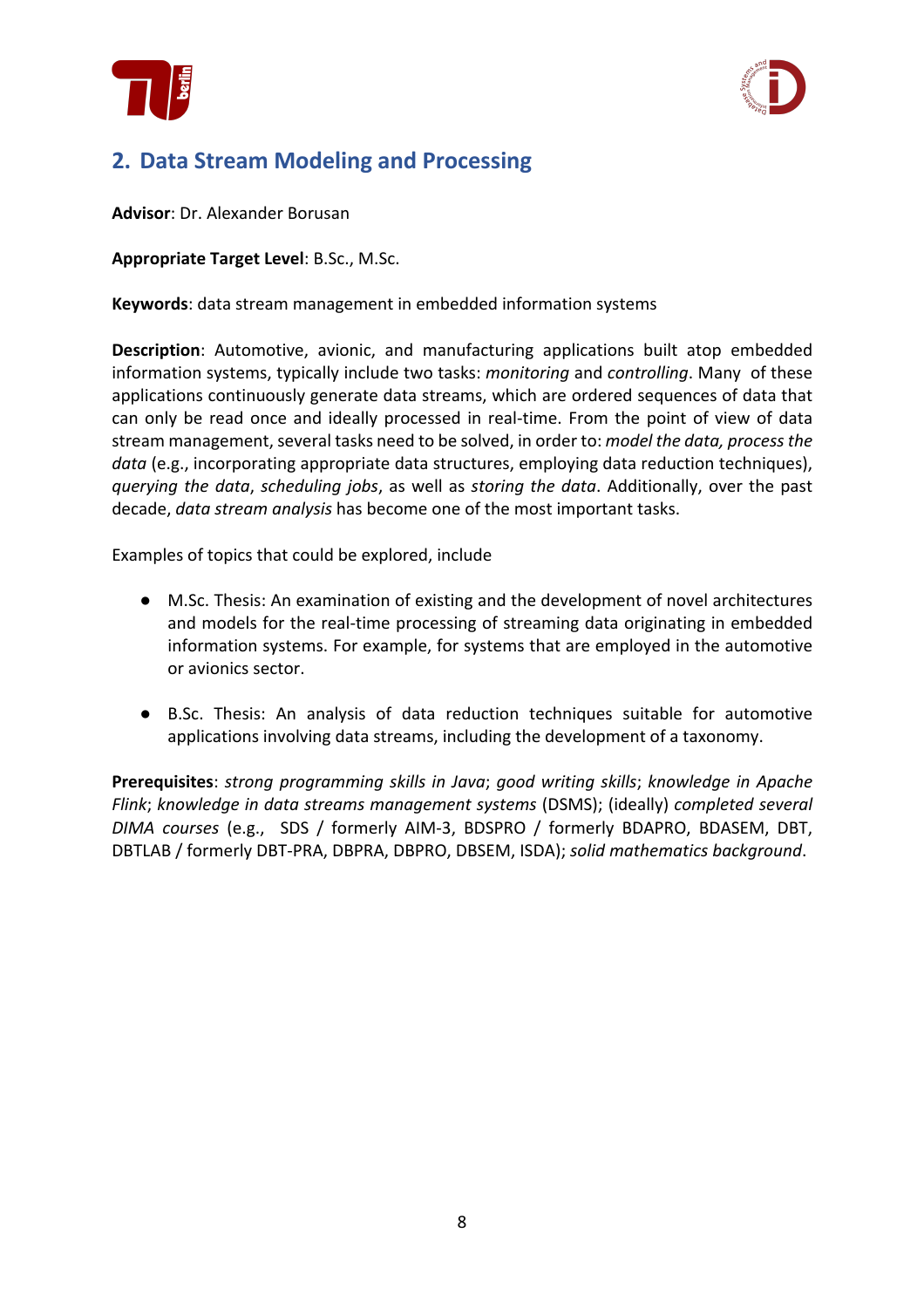## 2. Data Stream Modeling and Processing

**Advisor**: Dr. Alexander Borusan

**Appropriate Target Level**: B.Sc., M.Sc.

**Keywords**: data stream management in embedded information systems

**Description**: Automotive, avionic, and manufacturing applications built atop embedded information systems, typically include two tasks: *monitoring* and *controlling*. Many of these applications continuously generate data streams, which are ordered sequences of data that can only be read once and ideally processed in real-time. From the point of view of data stream management, several tasks need to be solved, in order to: *model the data, process the data* (e.g., incorporating appropriate data structures, employing data reduction techniques), *querying the data*, *scheduling jobs*, as well as *storing the data*. Additionally, over the past decade, *data stream analysis* has become one of the most important tasks.

Examples of topics that could be explored, include

- M.Sc. Thesis: An examination of existing and the development of novel architectures and models for the real-time processing of streaming data originating in embedded information systems. For example, for systems that are employed in the automotive or avionics sector.

- B.Sc. Thesis: An analysis of data reduction techniques suitable for automotive applications involving data streams, including the development of a taxonomy.

**Prerequisites**: *strong programming skills in Java*; *good writing skills*; *knowledge in Apache Flink*; *knowledge in data streams management systems* (DSMS); (ideally) *completed several DIMA courses* (e.g., SDS / formerly AIM-3, BDSPRO / formerly BDAPRO, BDASEM, DBT, DBTLAB / formerly DBT-PRA, DBPRA, DBPRO, DBSEM, ISDA); *solid mathematics background*.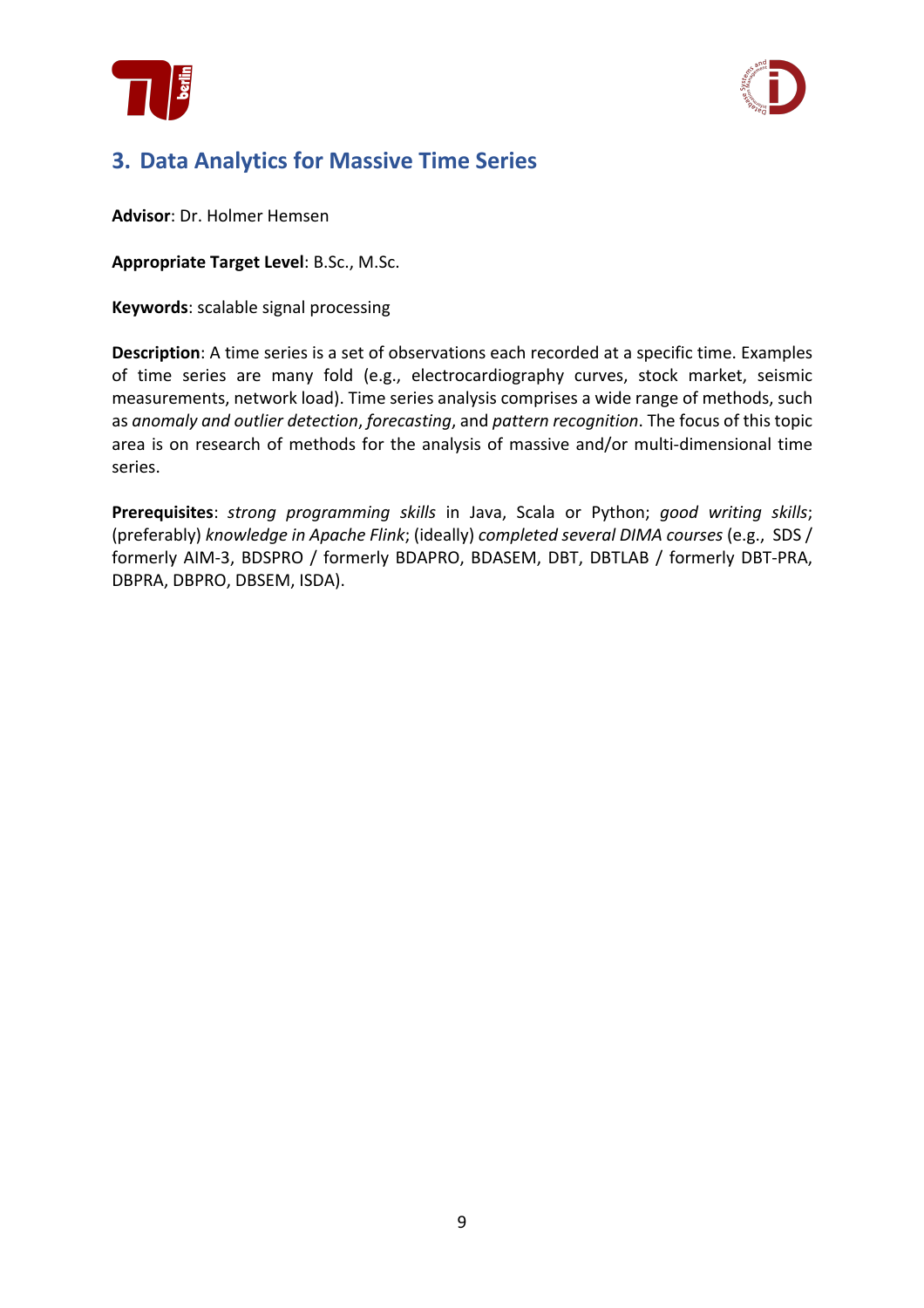## 3. Data Analytics for Massive Time Series

**Advisor**: Dr. Holmer Hemsen

**Appropriate Target Level**: B.Sc., M.Sc.

**Keywords**: scalable signal processing

**Description**: A time series is a set of observations each recorded at a specific time. Examples of time series are many fold (e.g., electrocardiography curves, stock market, seismic measurements, network load). Time series analysis comprises a wide range of methods, such as *anomaly and outlier detection*, *forecasting*, and *pattern recognition*. The focus of this topic area is on research of methods for the analysis of massive and/or multi-dimensional time series.

**Prerequisites**: *strong programming skills* in Java, Scala or Python; *good writing skills*; (preferably) *knowledge in Apache Flink*; (ideally) *completed several DIMA courses* (e.g., SDS / formerly AIM-3, BDSPRO / formerly BDAPRO, BDASEM, DBT, DBTLAB / formerly DBT-PRA, DBPRA, DBPRO, DBSEM, ISDA).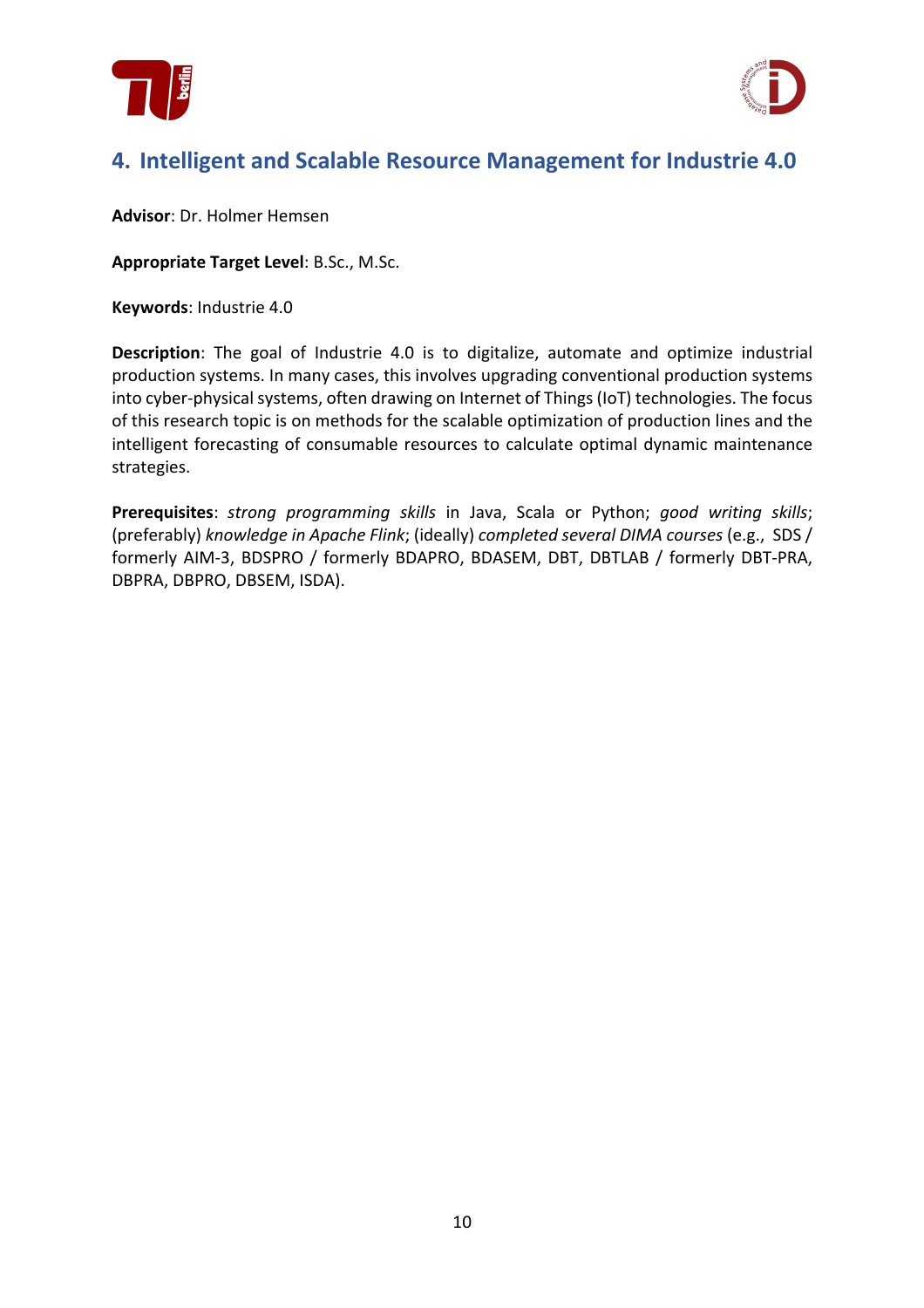## 4. Intelligent and Scalable Resource Management for Industrie 4.0

**Advisor**: Dr. Holmer Hemsen

**Appropriate Target Level**: B.Sc., M.Sc.

**Keywords**: Industrie 4.0

**Description**: The goal of Industrie 4.0 is to digitalize, automate and optimize industrial production systems. In many cases, this involves upgrading conventional production systems into cyber-physical systems, often drawing on Internet of Things (IoT) technologies. The focus of this research topic is on methods for the scalable optimization of production lines and the intelligent forecasting of consumable resources to calculate optimal dynamic maintenance strategies.

**Prerequisites**: *strong programming skills* in Java, Scala or Python; *good writing skills*; (preferably) *knowledge in Apache Flink*; (ideally) *completed several DIMA courses* (e.g., SDS / formerly AIM-3, BDSPRO / formerly BDAPRO, BDASEM, DBT, DBTLAB / formerly DBT-PRA, DBPRA, DBPRO, DBSEM, ISDA).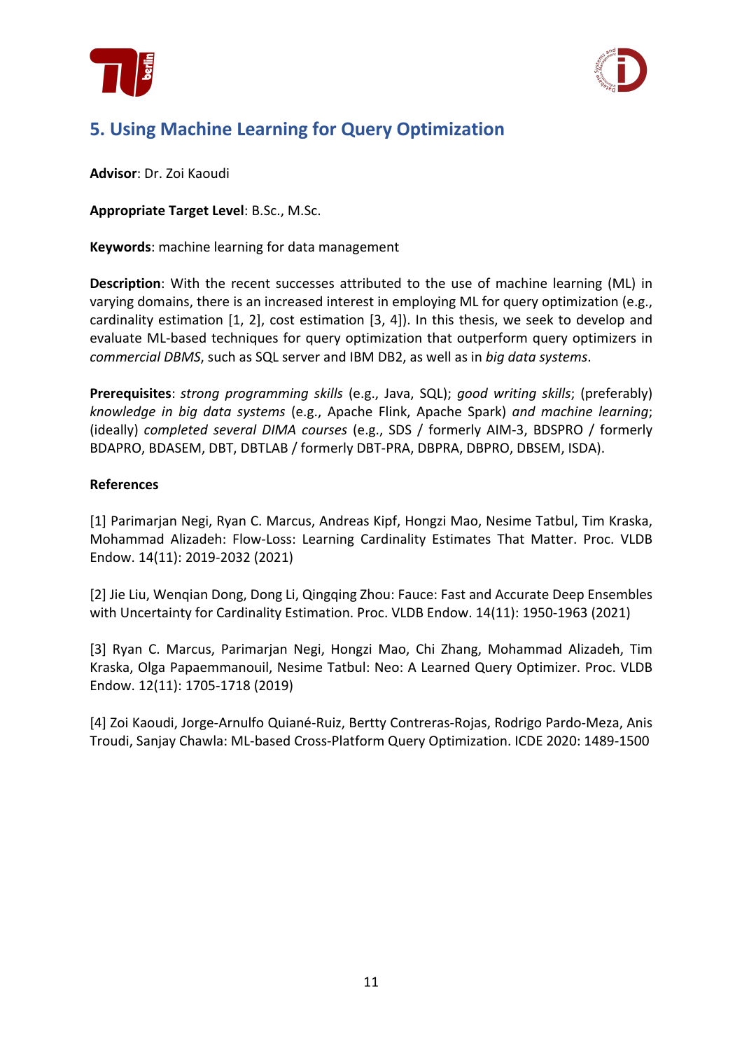## 5. Using Machine Learning for Query Optimization

**Advisor**: Dr. Zoi Kaoudi

**Appropriate Target Level**: B.Sc., M.Sc.

**Keywords**: machine learning for data management

**Description**: With the recent successes attributed to the use of machine learning (ML) in varying domains, there is an increased interest in employing ML for query optimization (e.g., cardinality estimation [1, 2], cost estimation [3, 4]). In this thesis, we seek to develop and evaluate ML-based techniques for query optimization that outperform query optimizers in *commercial DBMS*, such as SQL server and IBM DB2, as well as in *big data systems*.

**Prerequisites**: *strong programming skills* (e.g., Java, SQL); *good writing skills*; (preferably) *knowledge in big data systems* (e.g., Apache Flink, Apache Spark) *and machine learning*; (ideally) *completed several DIMA courses* (e.g., SDS / formerly AIM-3, BDSPRO / formerly BDAPRO, BDASEM, DBT, DBTLAB / formerly DBT-PRA, DBPRA, DBPRO, DBSEM, ISDA).

**References**

[1] Parimarjan Negi, Ryan C. Marcus, Andreas Kipf, Hongzi Mao, Nesime Tatbul, Tim Kraska, Mohammad Alizadeh: Flow-Loss: Learning Cardinality Estimates That Matter. Proc. VLDB Endow. 14(11): 2019-2032 (2021)

[2] Jie Liu, Wenqian Dong, Dong Li, Qingqing Zhou: Fauce: Fast and Accurate Deep Ensembles with Uncertainty for Cardinality Estimation. Proc. VLDB Endow. 14(11): 1950-1963 (2021)

[3] Ryan C. Marcus, Parimarjan Negi, Hongzi Mao, Chi Zhang, Mohammad Alizadeh, Tim Kraska, Olga Papaemmanouil, Nesime Tatbul: Neo: A Learned Query Optimizer. Proc. VLDB Endow. 12(11): 1705-1718 (2019)

[4] Zoi Kaoudi, Jorge-Arnulfo Quiané-Ruiz, Bertty Contreras-Rojas, Rodrigo Pardo-Meza, Anis Troudi, Sanjay Chawla: ML-based Cross-Platform Query Optimization. ICDE 2020: 1489-1500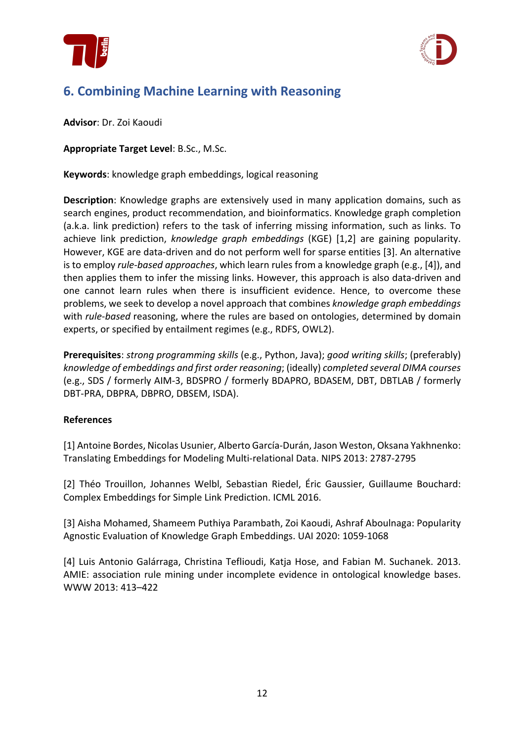## 6. Combining Machine Learning with Reasoning

**Advisor**: Dr. Zoi Kaoudi

**Appropriate Target Level**: B.Sc., M.Sc.

**Keywords**: knowledge graph embeddings, logical reasoning

**Description**: Knowledge graphs are extensively used in many application domains, such as search engines, product recommendation, and bioinformatics. Knowledge graph completion (a.k.a. link prediction) refers to the task of inferring missing information, such as links. To achieve link prediction, *knowledge graph embeddings* (KGE) [1,2] are gaining popularity. However, KGE are data-driven and do not perform well for sparse entities [3]. An alternative is to employ *rule-based approaches*, which learn rules from a knowledge graph (e.g., [4]), and then applies them to infer the missing links. However, this approach is also data-driven and one cannot learn rules when there is insufficient evidence. Hence, to overcome these problems, we seek to develop a novel approach that combines *knowledge graph embeddings* with *rule-based* reasoning, where the rules are based on ontologies, determined by domain experts, or specified by entailment regimes (e.g., RDFS, OWL2).

**Prerequisites**: *strong programming skills* (e.g., Python, Java); *good writing skills*; (preferably) *knowledge of embeddings and first order reasoning*; (ideally) *completed several DIMA courses* (e.g., SDS / formerly AIM-3, BDSPRO / formerly BDAPRO, BDASEM, DBT, DBTLAB / formerly DBT-PRA, DBPRA, DBPRO, DBSEM, ISDA).

**References**

[1] Antoine Bordes, Nicolas Usunier, Alberto García-Durán, Jason Weston, Oksana Yakhnenko: Translating Embeddings for Modeling Multi-relational Data. NIPS 2013: 2787-2795

[2] Théo Trouillon, Johannes Welbl, Sebastian Riedel, Éric Gaussier, Guillaume Bouchard: Complex Embeddings for Simple Link Prediction. ICML 2016.

[3] Aisha Mohamed, Shameem Puthiya Parambath, Zoi Kaoudi, Ashraf Aboulnaga: Popularity Agnostic Evaluation of Knowledge Graph Embeddings. UAI 2020: 1059-1068

[4] Luis Antonio Galárraga, Christina Teflioudi, Katja Hose, and Fabian M. Suchanek. 2013. AMIE: association rule mining under incomplete evidence in ontological knowledge bases. WWW 2013: 413–422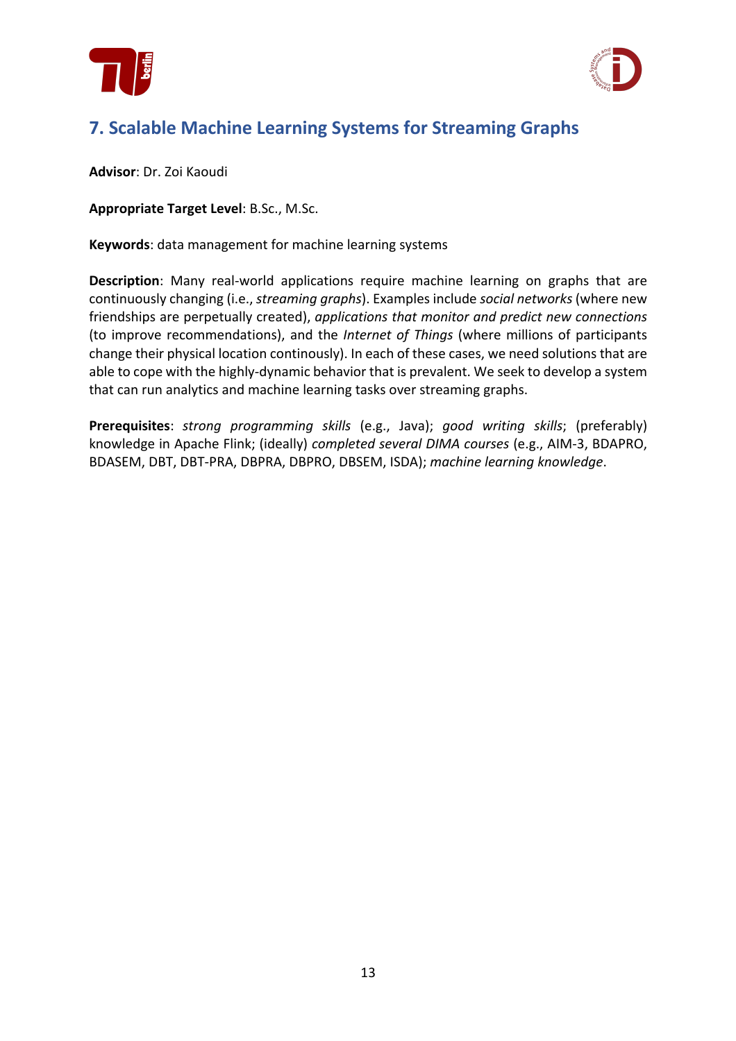## 7. Scalable Machine Learning Systems for Streaming Graphs

**Advisor**: Dr. Zoi Kaoudi

**Appropriate Target Level**: B.Sc., M.Sc.

**Keywords**: data management for machine learning systems

**Description**: Many real-world applications require machine learning on graphs that are continuously changing (i.e., *streaming graphs*). Examples include *social networks* (where new friendships are perpetually created), *applications that monitor and predict new connections* (to improve recommendations), and the *Internet of Things* (where millions of participants change their physical location continously). In each of these cases, we need solutions that are able to cope with the highly-dynamic behavior that is prevalent. We seek to develop a system that can run analytics and machine learning tasks over streaming graphs.

**Prerequisites**: *strong programming skills* (e.g., Java); *good writing skills*; (preferably) knowledge in Apache Flink; (ideally) *completed several DIMA courses* (e.g., AIM-3, BDAPRO, BDASEM, DBT, DBT-PRA, DBPRA, DBPRO, DBSEM, ISDA); *machine learning knowledge*.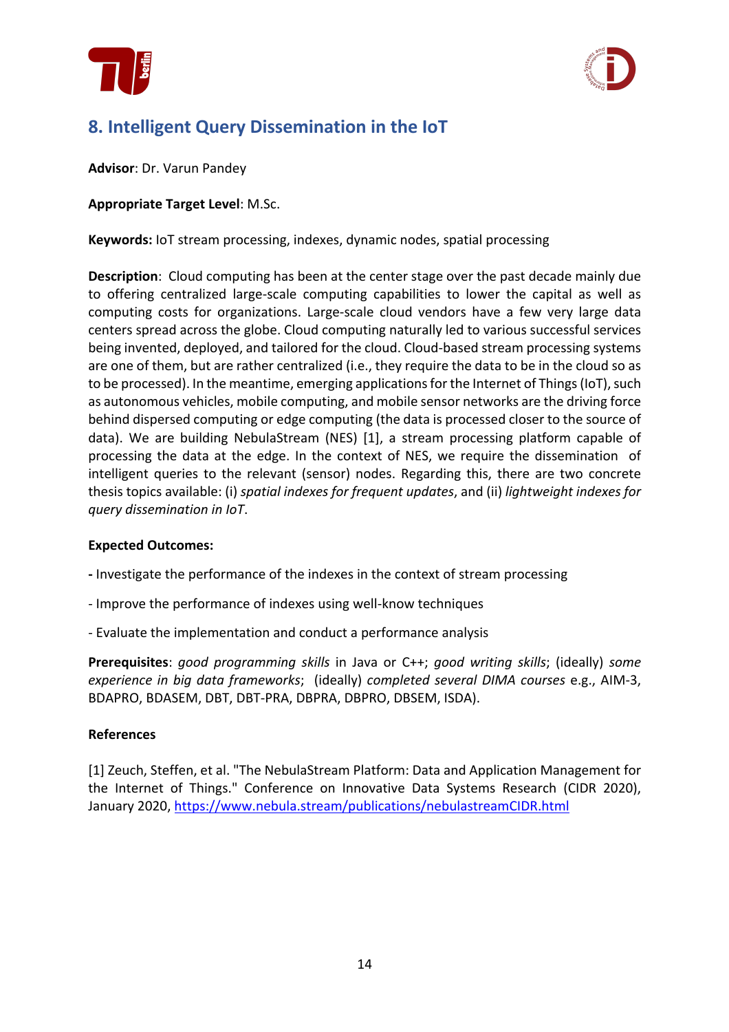## 8. Intelligent Query Dissemination in the IoT

**Advisor**: Dr. Varun Pandey

**Appropriate Target Level**: M.Sc.

**Keywords:** IoT stream processing, indexes, dynamic nodes, spatial processing

**Description**: Cloud computing has been at the center stage over the past decade mainly due to offering centralized large-scale computing capabilities to lower the capital as well as computing costs for organizations. Large-scale cloud vendors have a few very large data centers spread across the globe. Cloud computing naturally led to various successful services being invented, deployed, and tailored for the cloud. Cloud-based stream processing systems are one of them, but are rather centralized (i.e., they require the data to be in the cloud so as to be processed). In the meantime, emerging applications for the Internet of Things (IoT), such as autonomous vehicles, mobile computing, and mobile sensor networks are the driving force behind dispersed computing or edge computing (the data is processed closer to the source of data). We are building NebulaStream (NES) [1], a stream processing platform capable of processing the data at the edge. In the context of NES, we require the dissemination of intelligent queries to the relevant (sensor) nodes. Regarding this, there are two concrete thesis topics available: (i) *spatial indexes for frequent updates*, and (ii) *lightweight indexes for query dissemination in IoT*.

**Expected Outcomes:**

- Investigate the performance of the indexes in the context of stream processing
- Improve the performance of indexes using well-know techniques
- Evaluate the implementation and conduct a performance analysis

**Prerequisites**: *good programming skills* in Java or C++; *good writing skills*; (ideally) *some experience in big data frameworks*; (ideally) *completed several DIMA courses* e.g., AIM-3, BDAPRO, BDASEM, DBT, DBT-PRA, DBPRA, DBPRO, DBSEM, ISDA).

**References**

[1] Zeuch, Steffen, et al. "The NebulaStream Platform: Data and Application Management for the Internet of Things." Conference on Innovative Data Systems Research (CIDR 2020), January 2020, https://www.nebula.stream/publications/nebulastreamCIDR.html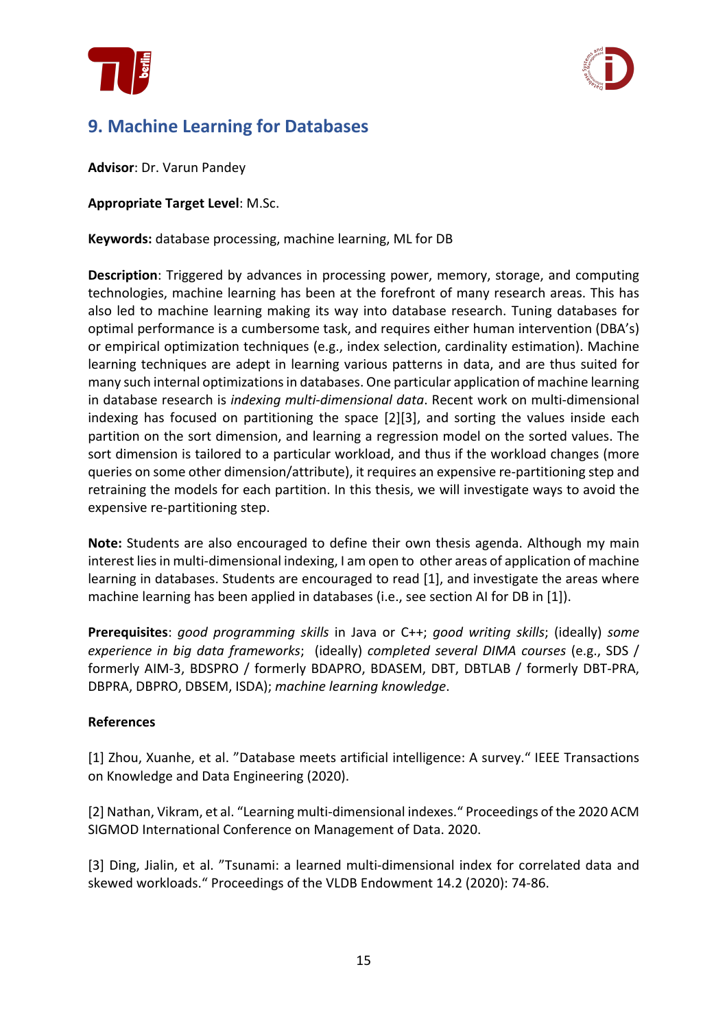## 9. Machine Learning for Databases

**Advisor**: Dr. Varun Pandey

**Appropriate Target Level**: M.Sc.

**Keywords:** database processing, machine learning, ML for DB

**Description**: Triggered by advances in processing power, memory, storage, and computing technologies, machine learning has been at the forefront of many research areas. This has also led to machine learning making its way into database research. Tuning databases for optimal performance is a cumbersome task, and requires either human intervention (DBA's) or empirical optimization techniques (e.g., index selection, cardinality estimation). Machine learning techniques are adept in learning various patterns in data, and are thus suited for many such internal optimizations in databases. One particular application of machine learning in database research is *indexing multi-dimensional data*. Recent work on multi-dimensional indexing has focused on partitioning the space [2][3], and sorting the values inside each partition on the sort dimension, and learning a regression model on the sorted values. The sort dimension is tailored to a particular workload, and thus if the workload changes (more queries on some other dimension/attribute), it requires an expensive re-partitioning step and retraining the models for each partition. In this thesis, we will investigate ways to avoid the expensive re-partitioning step.

**Note:** Students are also encouraged to define their own thesis agenda. Although my main interest lies in multi-dimensional indexing, I am open to other areas of application of machine learning in databases. Students are encouraged to read [1], and investigate the areas where machine learning has been applied in databases (i.e., see section AI for DB in [1]).

**Prerequisites**: *good programming skills* in Java or C++; *good writing skills*; (ideally) *some experience in big data frameworks*; (ideally) *completed several DIMA courses* (e.g., SDS / formerly AIM-3, BDSPRO / formerly BDAPRO, BDASEM, DBT, DBTLAB / formerly DBT-PRA, DBPRA, DBPRO, DBSEM, ISDA); *machine learning knowledge*.

**References**

[1] Zhou, Xuanhe, et al. "Database meets artificial intelligence: A survey." IEEE Transactions on Knowledge and Data Engineering (2020).

[2] Nathan, Vikram, et al. "Learning multi-dimensional indexes." Proceedings of the 2020 ACM SIGMOD International Conference on Management of Data. 2020.

[3] Ding, Jialin, et al. "Tsunami: a learned multi-dimensional index for correlated data and skewed workloads." Proceedings of the VLDB Endowment 14.2 (2020): 74-86.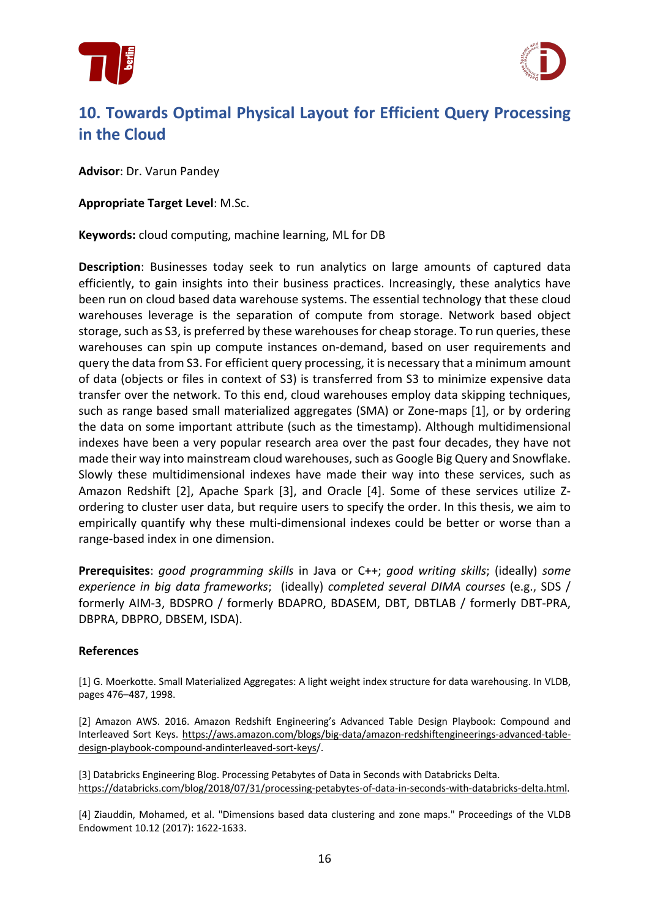## 10. Towards Optimal Physical Layout for Efficient Query Processing in the Cloud

**Advisor**: Dr. Varun Pandey

**Appropriate Target Level**: M.Sc.

**Keywords:** cloud computing, machine learning, ML for DB

**Description**: Businesses today seek to run analytics on large amounts of captured data efficiently, to gain insights into their business practices. Increasingly, these analytics have been run on cloud based data warehouse systems. The essential technology that these cloud warehouses leverage is the separation of compute from storage. Network based object storage, such as S3, is preferred by these warehouses for cheap storage. To run queries, these warehouses can spin up compute instances on-demand, based on user requirements and query the data from S3. For efficient query processing, it is necessary that a minimum amount of data (objects or files in context of S3) is transferred from S3 to minimize expensive data transfer over the network. To this end, cloud warehouses employ data skipping techniques, such as range based small materialized aggregates (SMA) or Zone-maps [1], or by ordering the data on some important attribute (such as the timestamp). Although multidimensional indexes have been a very popular research area over the past four decades, they have not made their way into mainstream cloud warehouses, such as Google Big Query and Snowflake. Slowly these multidimensional indexes have made their way into these services, such as Amazon Redshift [2], Apache Spark [3], and Oracle [4]. Some of these services utilize Z-ordering to cluster user data, but require users to specify the order. In this thesis, we aim to empirically quantify why these multi-dimensional indexes could be better or worse than a range-based index in one dimension.

**Prerequisites**: *good programming skills* in Java or C++; *good writing skills*; (ideally) *some experience in big data frameworks*; (ideally) *completed several DIMA courses* (e.g., SDS / formerly AIM-3, BDSPRO / formerly BDAPRO, BDASEM, DBT, DBTLAB / formerly DBT-PRA, DBPRA, DBPRO, DBSEM, ISDA).

**References**

[1] G. Moerkotte. Small Materialized Aggregates: A light weight index structure for data warehousing. In VLDB, pages 476–487, 1998.

[2] Amazon AWS. 2016. Amazon Redshift Engineering's Advanced Table Design Playbook: Compound and Interleaved Sort Keys. https://aws.amazon.com/blogs/big-data/amazon-redshiftengineerings-advanced-table-design-playbook-compound-andinterleaved-sort-keys/.

[3] Databricks Engineering Blog. Processing Petabytes of Data in Seconds with Databricks Delta. https://databricks.com/blog/2018/07/31/processing-petabytes-of-data-in-seconds-with-databricks-delta.html.

[4] Ziauddin, Mohamed, et al. "Dimensions based data clustering and zone maps." Proceedings of the VLDB Endowment 10.12 (2017): 1622-1633.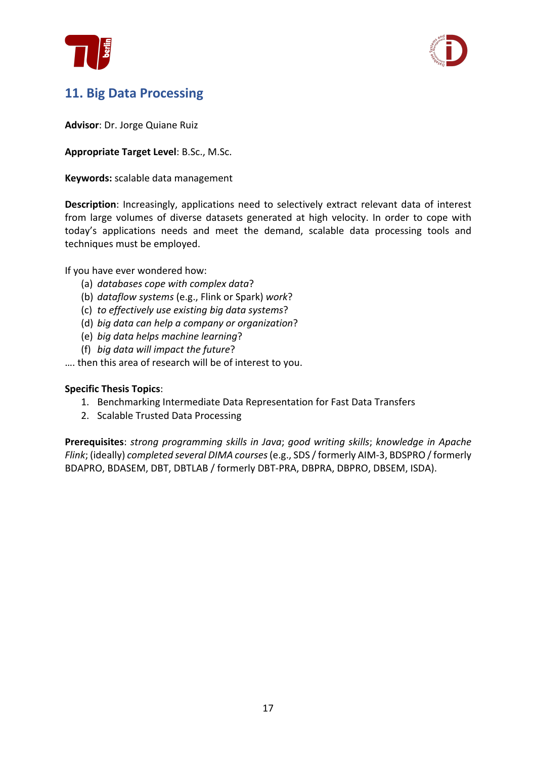## 11. Big Data Processing

**Advisor**: Dr. Jorge Quiane Ruiz

**Appropriate Target Level**: B.Sc., M.Sc.

**Keywords:** scalable data management

**Description**: Increasingly, applications need to selectively extract relevant data of interest from large volumes of diverse datasets generated at high velocity. In order to cope with today's applications needs and meet the demand, scalable data processing tools and techniques must be employed.

If you have ever wondered how:

(a) *databases cope with complex data*?
(b) *dataflow systems* (e.g., Flink or Spark) *work*?
(c) *to effectively use existing big data systems*?
(d) *big data can help a company or organization*?
(e) *big data helps machine learning*?
(f) *big data will impact the future*?

…. then this area of research will be of interest to you.

**Specific Thesis Topics**:

1. Benchmarking Intermediate Data Representation for Fast Data Transfers
2. Scalable Trusted Data Processing

**Prerequisites**: *strong programming skills in Java*; *good writing skills*; *knowledge in Apache Flink*; (ideally) *completed several DIMA courses* (e.g., SDS / formerly AIM-3, BDSPRO / formerly BDAPRO, BDASEM, DBT, DBTLAB / formerly DBT-PRA, DBPRA, DBPRO, DBSEM, ISDA).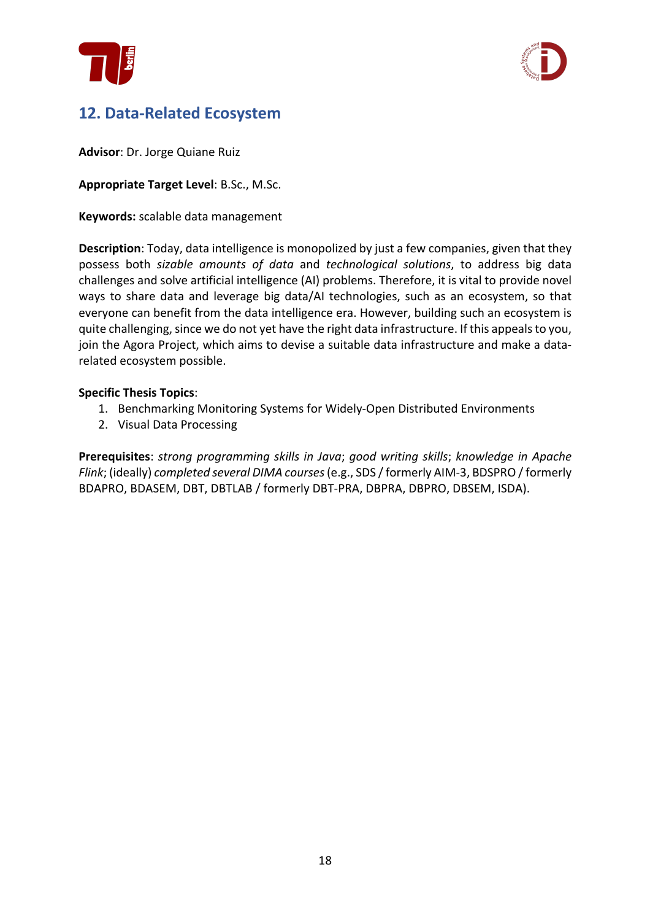## 12. Data-Related Ecosystem

**Advisor**: Dr. Jorge Quiane Ruiz

**Appropriate Target Level**: B.Sc., M.Sc.

**Keywords:** scalable data management

**Description**: Today, data intelligence is monopolized by just a few companies, given that they possess both *sizable amounts of data* and *technological solutions*, to address big data challenges and solve artificial intelligence (AI) problems. Therefore, it is vital to provide novel ways to share data and leverage big data/AI technologies, such as an ecosystem, so that everyone can benefit from the data intelligence era. However, building such an ecosystem is quite challenging, since we do not yet have the right data infrastructure. If this appeals to you, join the Agora Project, which aims to devise a suitable data infrastructure and make a data-related ecosystem possible.

**Specific Thesis Topics**:

1. Benchmarking Monitoring Systems for Widely-Open Distributed Environments
2. Visual Data Processing

**Prerequisites**: *strong programming skills in Java*; *good writing skills*; *knowledge in Apache Flink*; (ideally) *completed several DIMA courses* (e.g., SDS / formerly AIM-3, BDSPRO / formerly BDAPRO, BDASEM, DBT, DBTLAB / formerly DBT-PRA, DBPRA, DBPRO, DBSEM, ISDA).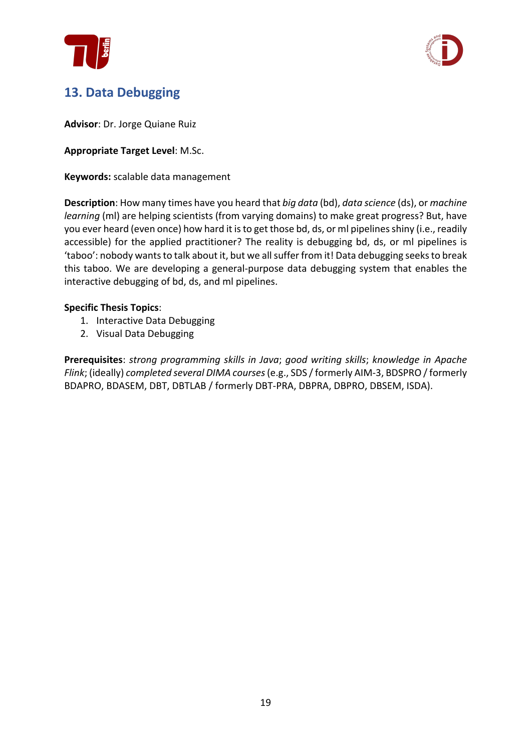## 13. Data Debugging

**Advisor**: Dr. Jorge Quiane Ruiz

**Appropriate Target Level**: M.Sc.

**Keywords:** scalable data management

**Description**: How many times have you heard that *big data* (bd), *data science* (ds), or *machine learning* (ml) are helping scientists (from varying domains) to make great progress? But, have you ever heard (even once) how hard it is to get those bd, ds, or ml pipelines shiny (i.e., readily accessible) for the applied practitioner? The reality is debugging bd, ds, or ml pipelines is 'taboo': nobody wants to talk about it, but we all suffer from it! Data debugging seeks to break this taboo. We are developing a general-purpose data debugging system that enables the interactive debugging of bd, ds, and ml pipelines.

**Specific Thesis Topics**:

1. Interactive Data Debugging
2. Visual Data Debugging

**Prerequisites**: *strong programming skills in Java*; *good writing skills*; *knowledge in Apache Flink*; (ideally) *completed several DIMA courses* (e.g., SDS / formerly AIM-3, BDSPRO / formerly BDAPRO, BDASEM, DBT, DBTLAB / formerly DBT-PRA, DBPRA, DBPRO, DBSEM, ISDA).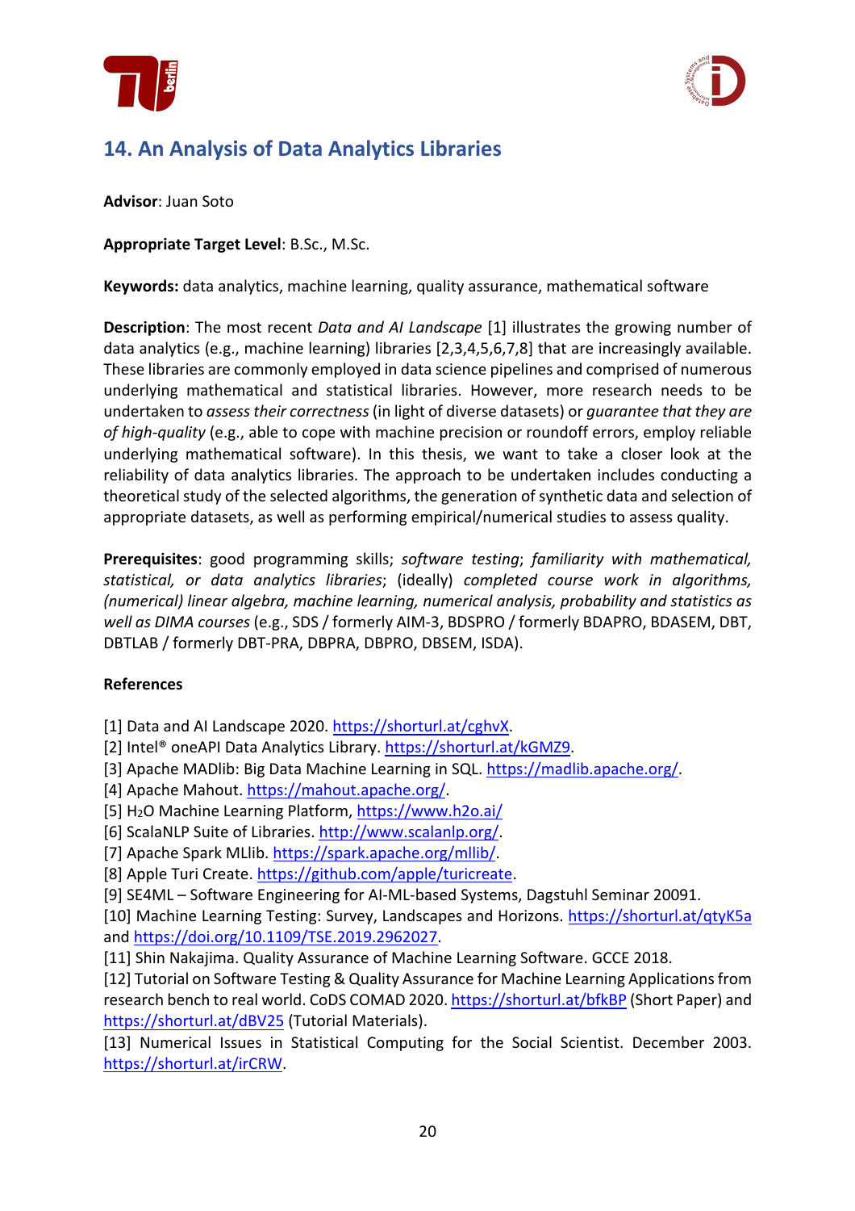## 14. An Analysis of Data Analytics Libraries

**Advisor**: Juan Soto

**Appropriate Target Level**: B.Sc., M.Sc.

**Keywords:** data analytics, machine learning, quality assurance, mathematical software

**Description**: The most recent *Data and AI Landscape* [1] illustrates the growing number of data analytics (e.g., machine learning) libraries [2,3,4,5,6,7,8] that are increasingly available. These libraries are commonly employed in data science pipelines and comprised of numerous underlying mathematical and statistical libraries. However, more research needs to be undertaken to *assess their correctness* (in light of diverse datasets) or *guarantee that they are of high-quality* (e.g., able to cope with machine precision or roundoff errors, employ reliable underlying mathematical software). In this thesis, we want to take a closer look at the reliability of data analytics libraries. The approach to be undertaken includes conducting a theoretical study of the selected algorithms, the generation of synthetic data and selection of appropriate datasets, as well as performing empirical/numerical studies to assess quality.

**Prerequisites**: good programming skills; *software testing*; *familiarity with mathematical, statistical, or data analytics libraries*; (ideally) *completed course work in algorithms, (numerical) linear algebra, machine learning, numerical analysis, probability and statistics as well as DIMA courses* (e.g., SDS / formerly AIM-3, BDSPRO / formerly BDAPRO, BDASEM, DBT, DBTLAB / formerly DBT-PRA, DBPRA, DBPRO, DBSEM, ISDA).

**References**

[1] Data and AI Landscape 2020. https://shorturl.at/cghvX.
[2] Intel® oneAPI Data Analytics Library. https://shorturl.at/kGMZ9.
[3] Apache MADlib: Big Data Machine Learning in SQL. https://madlib.apache.org/.
[4] Apache Mahout. https://mahout.apache.org/.
[5] $H_2O$ Machine Learning Platform, https://www.h2o.ai/
[6] ScalaNLP Suite of Libraries. http://www.scalanlp.org/.
[7] Apache Spark MLlib. https://spark.apache.org/mllib/.
[8] Apple Turi Create. https://github.com/apple/turicreate.
[9] SE4ML – Software Engineering for AI-ML-based Systems, Dagstuhl Seminar 20091.
[10] Machine Learning Testing: Survey, Landscapes and Horizons. https://shorturl.at/qtyK5a and https://doi.org/10.1109/TSE.2019.2962027.
[11] Shin Nakajima. Quality Assurance of Machine Learning Software. GCCE 2018.
[12] Tutorial on Software Testing & Quality Assurance for Machine Learning Applications from research bench to real world. CoDS COMAD 2020. https://shorturl.at/bfkBP (Short Paper) and https://shorturl.at/dBV25 (Tutorial Materials).
[13] Numerical Issues in Statistical Computing for the Social Scientist. December 2003. https://shorturl.at/irCRW.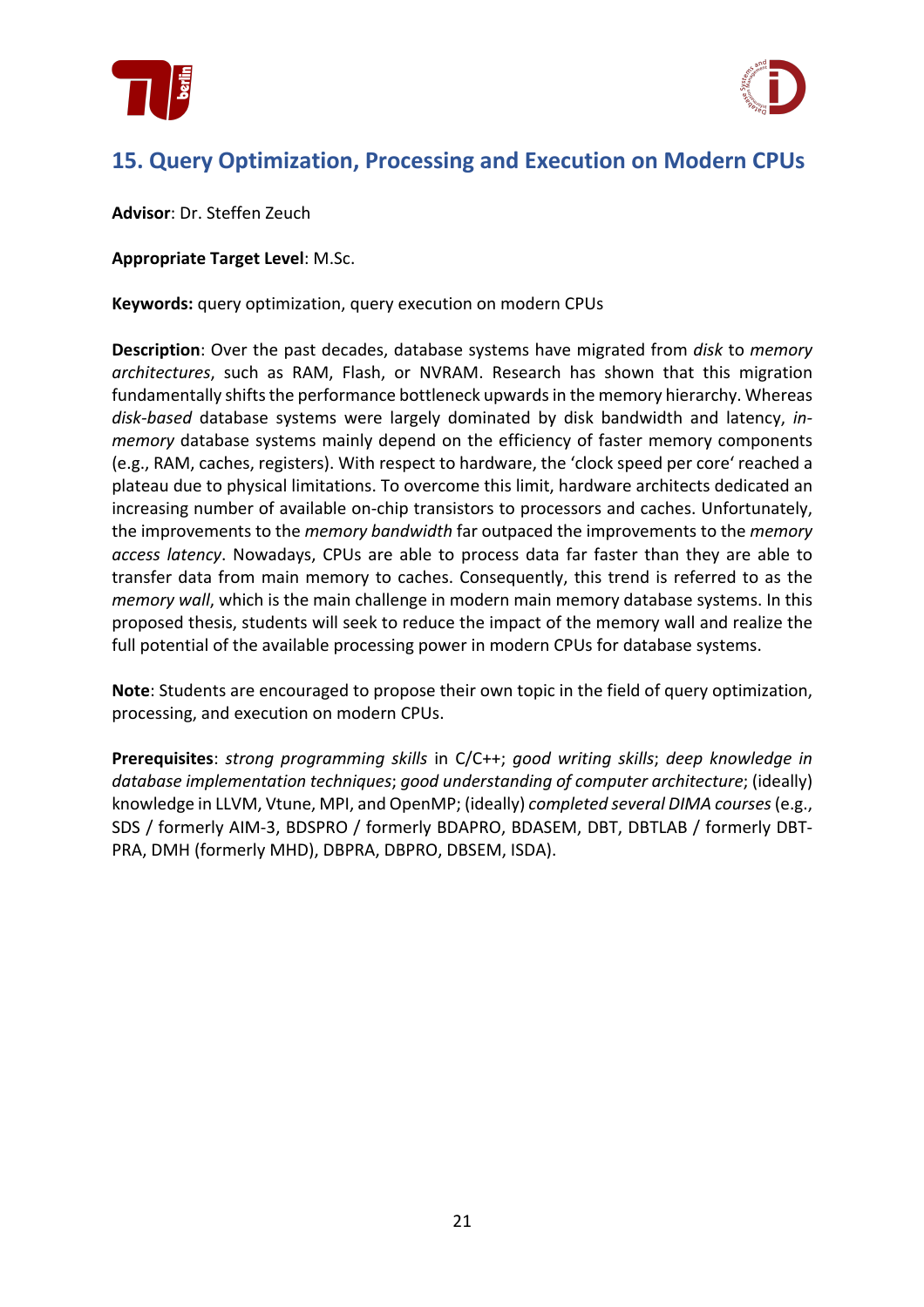## 15. Query Optimization, Processing and Execution on Modern CPUs

**Advisor**: Dr. Steffen Zeuch

**Appropriate Target Level**: M.Sc.

**Keywords:** query optimization, query execution on modern CPUs

**Description**: Over the past decades, database systems have migrated from *disk* to *memory architectures*, such as RAM, Flash, or NVRAM. Research has shown that this migration fundamentally shifts the performance bottleneck upwards in the memory hierarchy. Whereas *disk-based* database systems were largely dominated by disk bandwidth and latency, *in-memory* database systems mainly depend on the efficiency of faster memory components (e.g., RAM, caches, registers). With respect to hardware, the 'clock speed per core' reached a plateau due to physical limitations. To overcome this limit, hardware architects dedicated an increasing number of available on-chip transistors to processors and caches. Unfortunately, the improvements to the *memory bandwidth* far outpaced the improvements to the *memory access latency*. Nowadays, CPUs are able to process data far faster than they are able to transfer data from main memory to caches. Consequently, this trend is referred to as the *memory wall*, which is the main challenge in modern main memory database systems. In this proposed thesis, students will seek to reduce the impact of the memory wall and realize the full potential of the available processing power in modern CPUs for database systems.

**Note**: Students are encouraged to propose their own topic in the field of query optimization, processing, and execution on modern CPUs.

**Prerequisites**: *strong programming skills* in C/C++; *good writing skills*; *deep knowledge in database implementation techniques*; *good understanding of computer architecture*; (ideally) knowledge in LLVM, Vtune, MPI, and OpenMP; (ideally) *completed several DIMA courses* (e.g., SDS / formerly AIM-3, BDSPRO / formerly BDAPRO, BDASEM, DBT, DBTLAB / formerly DBT-PRA, DMH (formerly MHD), DBPRA, DBPRO, DBSEM, ISDA).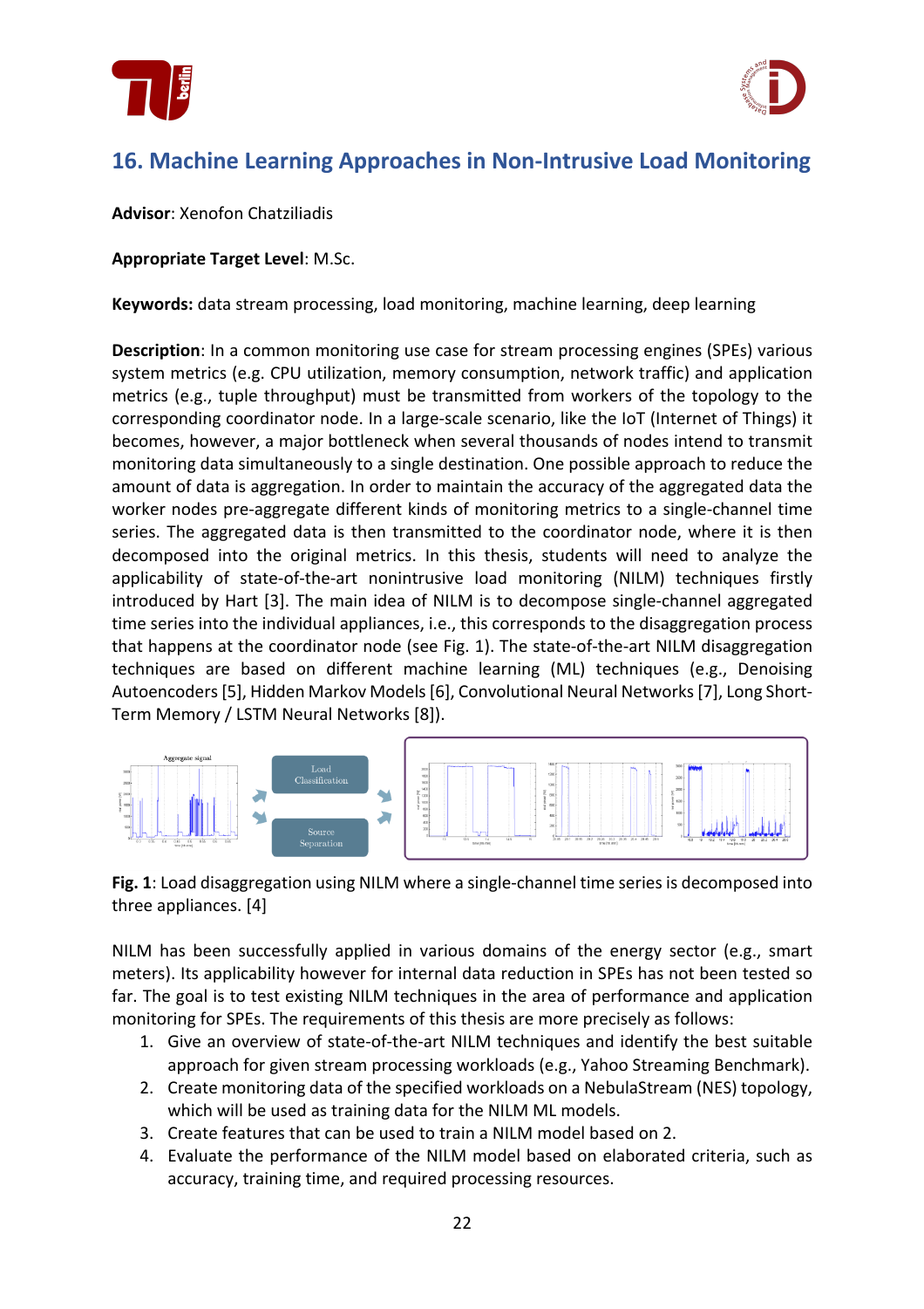## 16. Machine Learning Approaches in Non-Intrusive Load Monitoring

**Advisor**: Xenofon Chatziliadis

**Appropriate Target Level**: M.Sc.

**Keywords:** data stream processing, load monitoring, machine learning, deep learning

**Description**: In a common monitoring use case for stream processing engines (SPEs) various system metrics (e.g. CPU utilization, memory consumption, network traffic) and application metrics (e.g., tuple throughput) must be transmitted from workers of the topology to the corresponding coordinator node. In a large-scale scenario, like the IoT (Internet of Things) it becomes, however, a major bottleneck when several thousands of nodes intend to transmit monitoring data simultaneously to a single destination. One possible approach to reduce the amount of data is aggregation. In order to maintain the accuracy of the aggregated data the worker nodes pre-aggregate different kinds of monitoring metrics to a single-channel time series. The aggregated data is then transmitted to the coordinator node, where it is then decomposed into the original metrics. In this thesis, students will need to analyze the applicability of state-of-the-art nonintrusive load monitoring (NILM) techniques firstly introduced by Hart [3]. The main idea of NILM is to decompose single-channel aggregated time series into the individual appliances, i.e., this corresponds to the disaggregation process that happens at the coordinator node (see Fig. 1). The state-of-the-art NILM disaggregation techniques are based on different machine learning (ML) techniques (e.g., Denoising Autoencoders [5], Hidden Markov Models [6], Convolutional Neural Networks [7], Long Short-Term Memory / LSTM Neural Networks [8]).

Aggregate signal

Load Classification

Source Separation

**Fig. 1**: Load disaggregation using NILM where a single-channel time series is decomposed into three appliances. [4]

NILM has been successfully applied in various domains of the energy sector (e.g., smart meters). Its applicability however for internal data reduction in SPEs has not been tested so far. The goal is to test existing NILM techniques in the area of performance and application monitoring for SPEs. The requirements of this thesis are more precisely as follows:

1. Give an overview of state-of-the-art NILM techniques and identify the best suitable approach for given stream processing workloads (e.g., Yahoo Streaming Benchmark).
2. Create monitoring data of the specified workloads on a NebulaStream (NES) topology, which will be used as training data for the NILM ML models.
3. Create features that can be used to train a NILM model based on 2.
4. Evaluate the performance of the NILM model based on elaborated criteria, such as accuracy, training time, and required processing resources.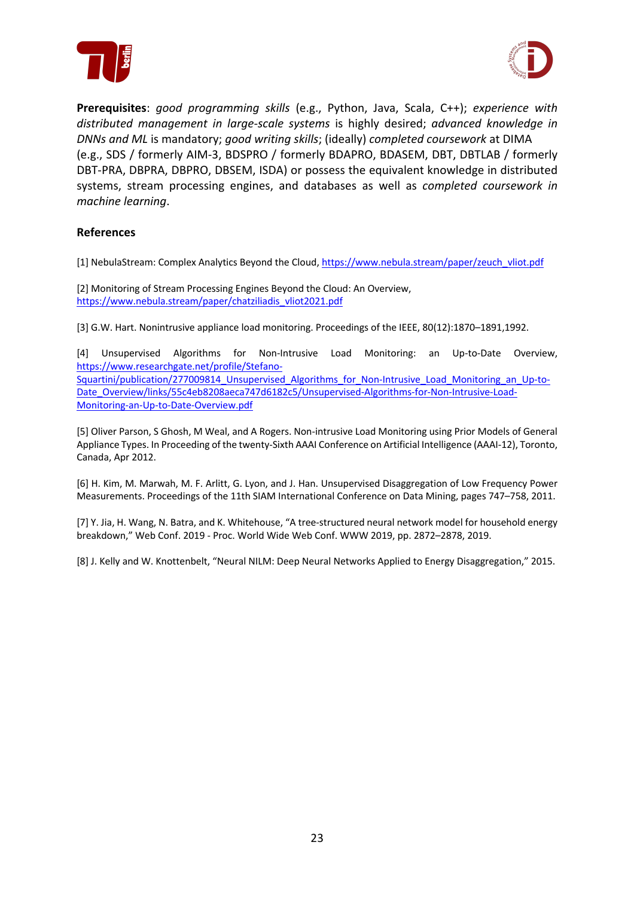**Prerequisites**: *good programming skills* (e.g., Python, Java, Scala, C++); *experience with distributed management in large-scale systems* is highly desired; *advanced knowledge in DNNs and ML* is mandatory; *good writing skills*; (ideally) *completed coursework* at DIMA (e.g., SDS / formerly AIM-3, BDSPRO / formerly BDAPRO, BDASEM, DBT, DBTLAB / formerly DBT-PRA, DBPRA, DBPRO, DBSEM, ISDA) or possess the equivalent knowledge in distributed systems, stream processing engines, and databases as well as *completed coursework in machine learning*.

**References**

[1] NebulaStream: Complex Analytics Beyond the Cloud, https://www.nebula.stream/paper/zeuch_vliot.pdf

[2] Monitoring of Stream Processing Engines Beyond the Cloud: An Overview, https://www.nebula.stream/paper/chatziliadis_vliot2021.pdf

[3] G.W. Hart. Nonintrusive appliance load monitoring. Proceedings of the IEEE, 80(12):1870–1891,1992.

[4] Unsupervised Algorithms for Non-Intrusive Load Monitoring: an Up-to-Date Overview, https://www.researchgate.net/profile/Stefano-Squartini/publication/277009814_Unsupervised_Algorithms_for_Non-Intrusive_Load_Monitoring_an_Up-to-Date_Overview/links/55c4eb8208aeca747d6182c5/Unsupervised-Algorithms-for-Non-Intrusive-Load-Monitoring-an-Up-to-Date-Overview.pdf

[5] Oliver Parson, S Ghosh, M Weal, and A Rogers. Non-intrusive Load Monitoring using Prior Models of General Appliance Types. In Proceeding of the twenty-Sixth AAAI Conference on Artificial Intelligence (AAAI-12), Toronto, Canada, Apr 2012.

[6] H. Kim, M. Marwah, M. F. Arlitt, G. Lyon, and J. Han. Unsupervised Disaggregation of Low Frequency Power Measurements. Proceedings of the 11th SIAM International Conference on Data Mining, pages 747–758, 2011.

[7] Y. Jia, H. Wang, N. Batra, and K. Whitehouse, "A tree-structured neural network model for household energy breakdown," Web Conf. 2019 - Proc. World Wide Web Conf. WWW 2019, pp. 2872–2878, 2019.

[8] J. Kelly and W. Knottenbelt, "Neural NILM: Deep Neural Networks Applied to Energy Disaggregation," 2015.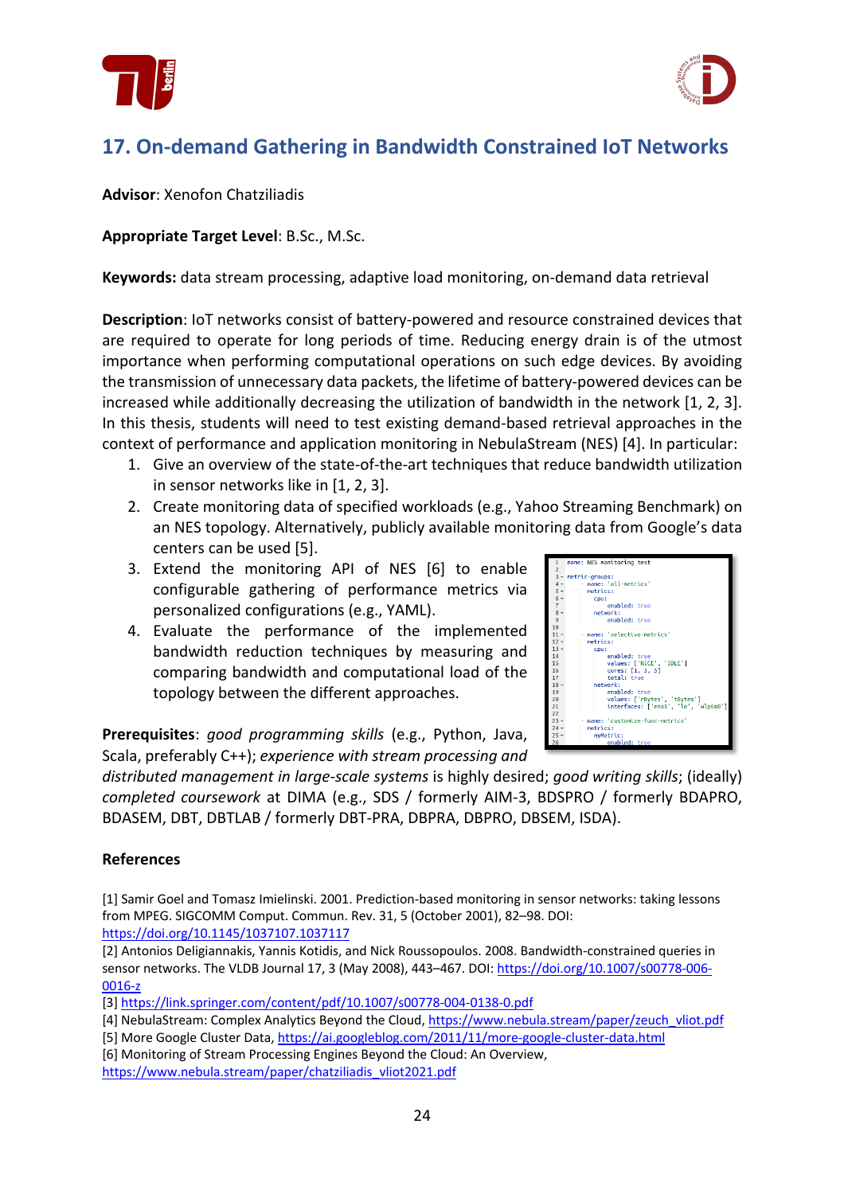# 17. On-demand Gathering in Bandwidth Constrained IoT Networks

**Advisor**: Xenofon Chatziliadis

**Appropriate Target Level**: B.Sc., M.Sc.

**Keywords:** data stream processing, adaptive load monitoring, on-demand data retrieval

**Description**: IoT networks consist of battery-powered and resource constrained devices that are required to operate for long periods of time. Reducing energy drain is of the utmost importance when performing computational operations on such edge devices. By avoiding the transmission of unnecessary data packets, the lifetime of battery-powered devices can be increased while additionally decreasing the utilization of bandwidth in the network [1, 2, 3]. In this thesis, students will need to test existing demand-based retrieval approaches in the context of performance and application monitoring in NebulaStream (NES) [4]. In particular:

1. Give an overview of the state-of-the-art techniques that reduce bandwidth utilization in sensor networks like in [1, 2, 3].
2. Create monitoring data of specified workloads (e.g., Yahoo Streaming Benchmark) on an NES topology. Alternatively, publicly available monitoring data from Google's data centers can be used [5].
3. Extend the monitoring API of NES [6] to enable configurable gathering of performance metrics via personalized configurations (e.g., YAML).
4. Evaluate the performance of the implemented bandwidth reduction techniques by measuring and comparing bandwidth and computational load of the topology between the different approaches.

```
name: NES monitoring test

metric-groups:
  - name: 'all-metrics'
    metrics:
      cpu:
        enabled: true
      network:
        enabled: true

  - name: 'selective-metrics'
    metrics:
      cpu:
        enabled: true
        values: ['NICE', 'IDLE']
        cores: [1, 3, 5]
        total: true
      network:
        enabled: true
        values: ['rBytes', 'tBytes']
        interfaces: ['eno1', 'lo', 'wlp6s0']

  - name: 'customize-func-metrics'
    metrics:
      myMetric:
        enabled: true
```

**Prerequisites**: *good programming skills* (e.g., Python, Java, Scala, preferably C++); *experience with stream processing and distributed management in large-scale systems* is highly desired; *good writing skills*; (ideally) *completed coursework* at DIMA (e.g., SDS / formerly AIM-3, BDSPRO / formerly BDAPRO, BDASEM, DBT, DBTLAB / formerly DBT-PRA, DBPRA, DBPRO, DBSEM, ISDA).

**References**

[1] Samir Goel and Tomasz Imielinski. 2001. Prediction-based monitoring in sensor networks: taking lessons from MPEG. SIGCOMM Comput. Commun. Rev. 31, 5 (October 2001), 82–98. DOI: https://doi.org/10.1145/1037107.1037117

[2] Antonios Deligiannakis, Yannis Kotidis, and Nick Roussopoulos. 2008. Bandwidth-constrained queries in sensor networks. The VLDB Journal 17, 3 (May 2008), 443–467. DOI: https://doi.org/10.1007/s00778-006-0016-z

[3] https://link.springer.com/content/pdf/10.1007/s00778-004-0138-0.pdf

[4] NebulaStream: Complex Analytics Beyond the Cloud, https://www.nebula.stream/paper/zeuch_vliot.pdf

[5] More Google Cluster Data, https://ai.googleblog.com/2011/11/more-google-cluster-data.html

[6] Monitoring of Stream Processing Engines Beyond the Cloud: An Overview, https://www.nebula.stream/paper/chatziliadis_vliot2021.pdf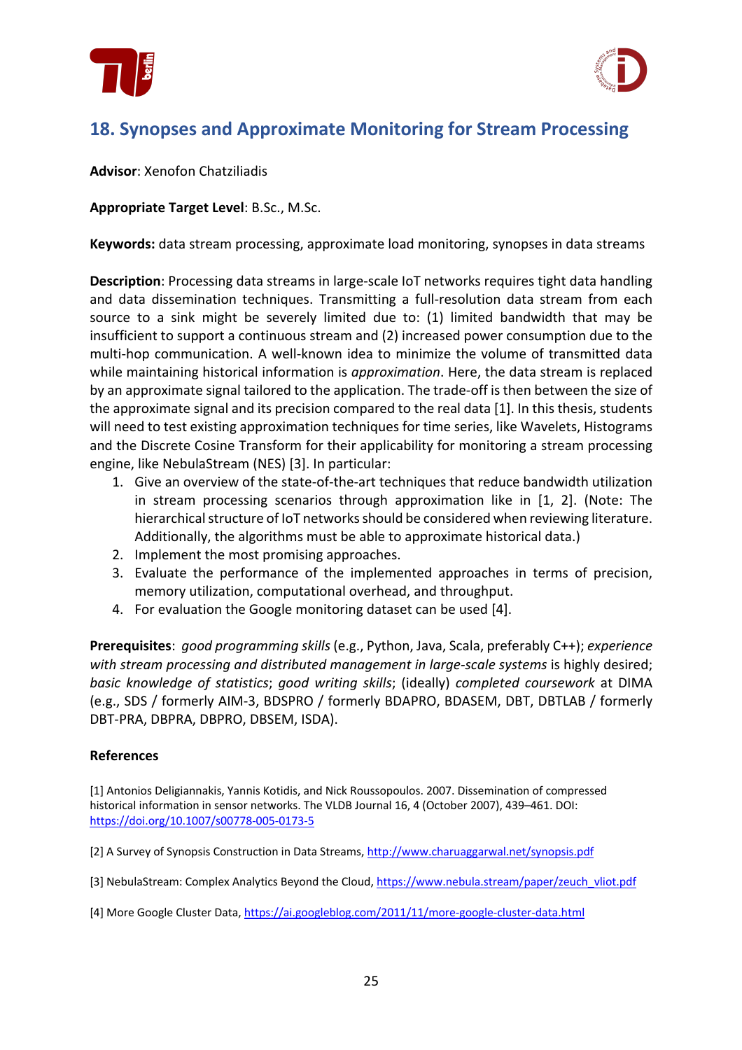## 18. Synopses and Approximate Monitoring for Stream Processing

**Advisor**: Xenofon Chatziliadis

**Appropriate Target Level**: B.Sc., M.Sc.

**Keywords:** data stream processing, approximate load monitoring, synopses in data streams

**Description**: Processing data streams in large-scale IoT networks requires tight data handling and data dissemination techniques. Transmitting a full-resolution data stream from each source to a sink might be severely limited due to: (1) limited bandwidth that may be insufficient to support a continuous stream and (2) increased power consumption due to the multi-hop communication. A well-known idea to minimize the volume of transmitted data while maintaining historical information is *approximation*. Here, the data stream is replaced by an approximate signal tailored to the application. The trade-off is then between the size of the approximate signal and its precision compared to the real data [1]. In this thesis, students will need to test existing approximation techniques for time series, like Wavelets, Histograms and the Discrete Cosine Transform for their applicability for monitoring a stream processing engine, like NebulaStream (NES) [3]. In particular:

1. Give an overview of the state-of-the-art techniques that reduce bandwidth utilization in stream processing scenarios through approximation like in [1, 2]. (Note: The hierarchical structure of IoT networks should be considered when reviewing literature. Additionally, the algorithms must be able to approximate historical data.)
2. Implement the most promising approaches.
3. Evaluate the performance of the implemented approaches in terms of precision, memory utilization, computational overhead, and throughput.
4. For evaluation the Google monitoring dataset can be used [4].

**Prerequisites**: *good programming skills* (e.g., Python, Java, Scala, preferably C++); *experience with stream processing and distributed management in large-scale systems* is highly desired; *basic knowledge of statistics*; *good writing skills*; (ideally) *completed coursework* at DIMA (e.g., SDS / formerly AIM-3, BDSPRO / formerly BDAPRO, BDASEM, DBT, DBTLAB / formerly DBT-PRA, DBPRA, DBPRO, DBSEM, ISDA).

**References**

[1] Antonios Deligiannakis, Yannis Kotidis, and Nick Roussopoulos. 2007. Dissemination of compressed historical information in sensor networks. The VLDB Journal 16, 4 (October 2007), 439–461. DOI: https://doi.org/10.1007/s00778-005-0173-5

[2] A Survey of Synopsis Construction in Data Streams, http://www.charuaggarwal.net/synopsis.pdf

[3] NebulaStream: Complex Analytics Beyond the Cloud, https://www.nebula.stream/paper/zeuch_vliot.pdf

[4] More Google Cluster Data, https://ai.googleblog.com/2011/11/more-google-cluster-data.html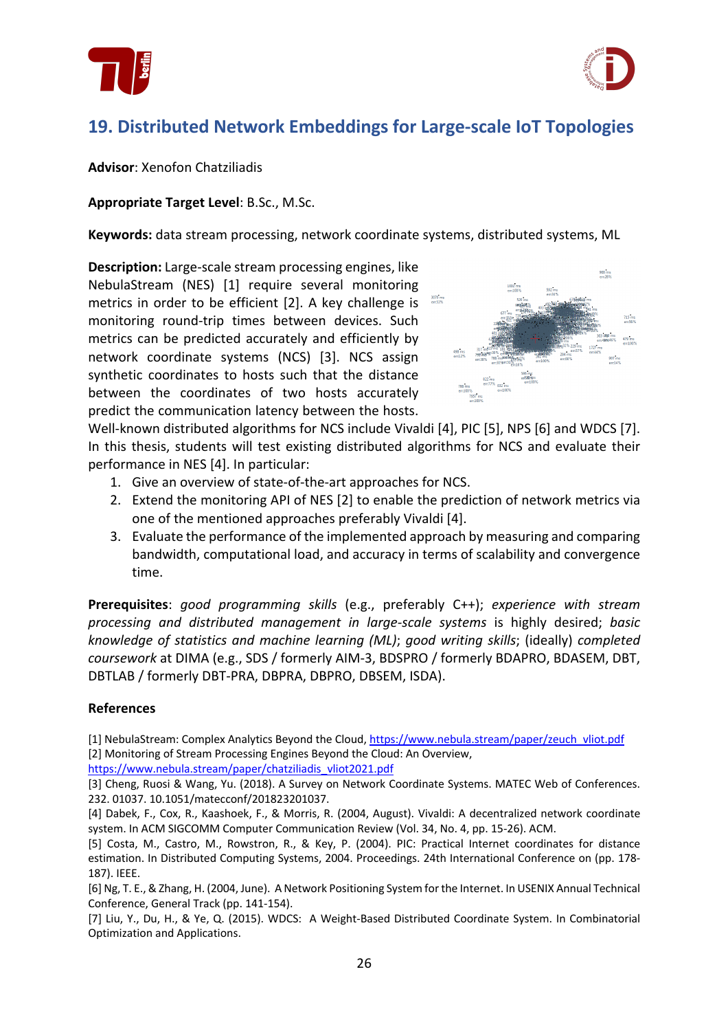## 19. Distributed Network Embeddings for Large-scale IoT Topologies

**Advisor**: Xenofon Chatziliadis

**Appropriate Target Level**: B.Sc., M.Sc.

**Keywords:** data stream processing, network coordinate systems, distributed systems, ML

**Description:** Large-scale stream processing engines, like NebulaStream (NES) [1] require several monitoring metrics in order to be efficient [2]. A key challenge is monitoring round-trip times between devices. Such metrics can be predicted accurately and efficiently by network coordinate systems (NCS) [3]. NCS assign synthetic coordinates to hosts such that the distance between the coordinates of two hosts accurately predict the communication latency between the hosts. Well-known distributed algorithms for NCS include Vivaldi [4], PIC [5], NPS [6] and WDCS [7]. In this thesis, students will test existing distributed algorithms for NCS and evaluate their performance in NES [4]. In particular:

1. Give an overview of state-of-the-art approaches for NCS.
2. Extend the monitoring API of NES [2] to enable the prediction of network metrics via one of the mentioned approaches preferably Vivaldi [4].
3. Evaluate the performance of the implemented approach by measuring and comparing bandwidth, computational load, and accuracy in terms of scalability and convergence time.

**Prerequisites**: *good programming skills* (e.g., preferably C++); *experience with stream processing and distributed management in large-scale systems* is highly desired; *basic knowledge of statistics and machine learning (ML)*; *good writing skills*; (ideally) *completed coursework* at DIMA (e.g., SDS / formerly AIM-3, BDSPRO / formerly BDAPRO, BDASEM, DBT, DBTLAB / formerly DBT-PRA, DBPRA, DBPRO, DBSEM, ISDA).

### References

[1] NebulaStream: Complex Analytics Beyond the Cloud, https://www.nebula.stream/paper/zeuch_vliot.pdf
[2] Monitoring of Stream Processing Engines Beyond the Cloud: An Overview, https://www.nebula.stream/paper/chatziliadis_vliot2021.pdf
[3] Cheng, Ruosi & Wang, Yu. (2018). A Survey on Network Coordinate Systems. MATEC Web of Conferences. 232. 01037. 10.1051/matecconf/201823201037.
[4] Dabek, F., Cox, R., Kaashoek, F., & Morris, R. (2004, August). Vivaldi: A decentralized network coordinate system. In ACM SIGCOMM Computer Communication Review (Vol. 34, No. 4, pp. 15-26). ACM.
[5] Costa, M., Castro, M., Rowstron, R., & Key, P. (2004). PIC: Practical Internet coordinates for distance estimation. In Distributed Computing Systems, 2004. Proceedings. 24th International Conference on (pp. 178-187). IEEE.
[6] Ng, T. E., & Zhang, H. (2004, June). A Network Positioning System for the Internet. In USENIX Annual Technical Conference, General Track (pp. 141-154).
[7] Liu, Y., Du, H., & Ye, Q. (2015). WDCS: A Weight-Based Distributed Coordinate System. In Combinatorial Optimization and Applications.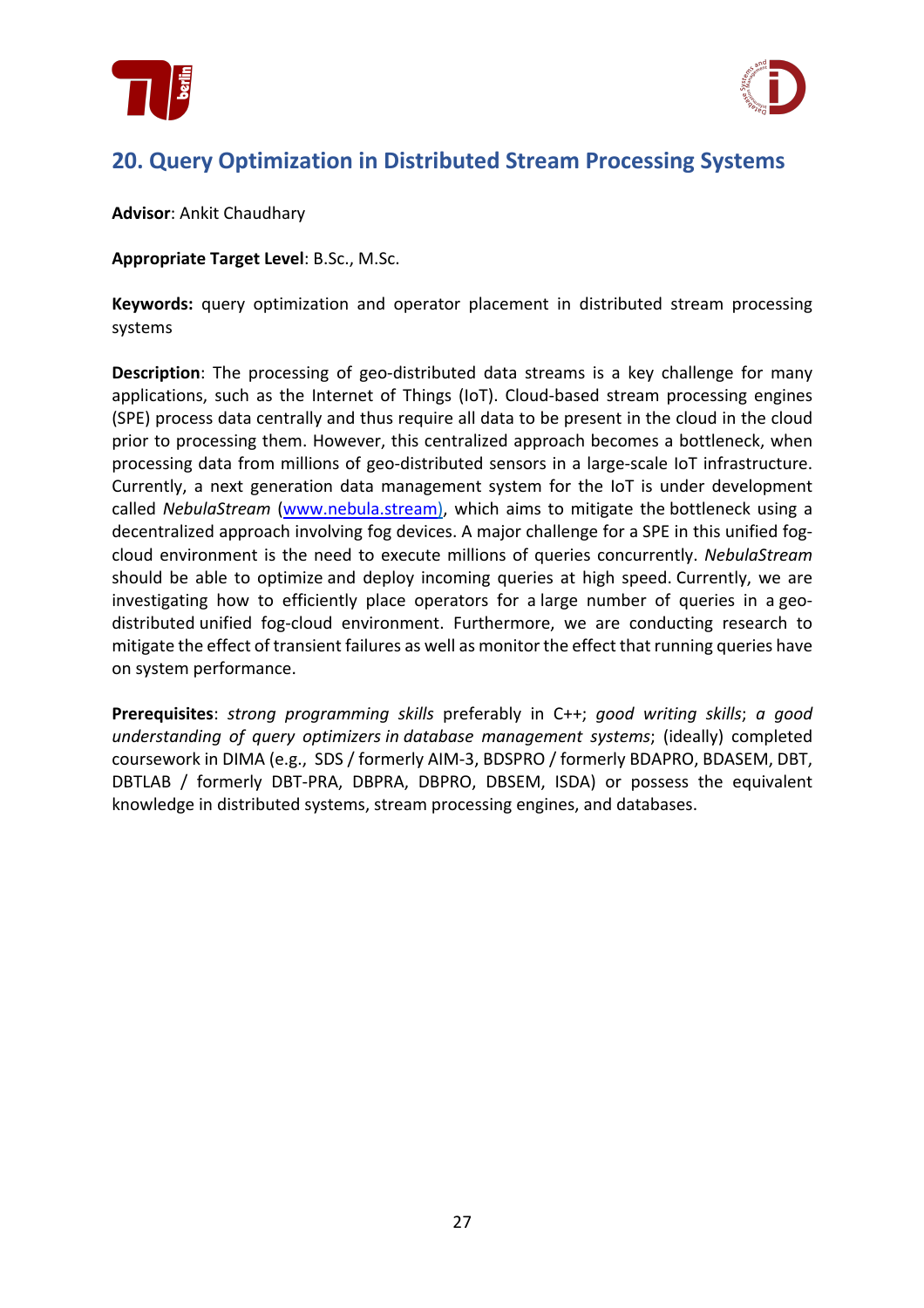## 20. Query Optimization in Distributed Stream Processing Systems

**Advisor**: Ankit Chaudhary

**Appropriate Target Level**: B.Sc., M.Sc.

**Keywords:** query optimization and operator placement in distributed stream processing systems

**Description**: The processing of geo-distributed data streams is a key challenge for many applications, such as the Internet of Things (IoT). Cloud-based stream processing engines (SPE) process data centrally and thus require all data to be present in the cloud in the cloud prior to processing them. However, this centralized approach becomes a bottleneck, when processing data from millions of geo-distributed sensors in a large-scale IoT infrastructure. Currently, a next generation data management system for the IoT is under development called *NebulaStream* ([www.nebula.stream](www.nebula.stream)), which aims to mitigate the bottleneck using a decentralized approach involving fog devices. A major challenge for a SPE in this unified fog-cloud environment is the need to execute millions of queries concurrently. *NebulaStream* should be able to optimize and deploy incoming queries at high speed. Currently, we are investigating how to efficiently place operators for a large number of queries in a geo-distributed unified fog-cloud environment. Furthermore, we are conducting research to mitigate the effect of transient failures as well as monitor the effect that running queries have on system performance.

**Prerequisites**: *strong programming skills* preferably in C++; *good writing skills*; *a good understanding of query optimizers in database management systems*; (ideally) completed coursework in DIMA (e.g., SDS / formerly AIM-3, BDSPRO / formerly BDAPRO, BDASEM, DBT, DBTLAB / formerly DBT-PRA, DBPRA, DBPRO, DBSEM, ISDA) or possess the equivalent knowledge in distributed systems, stream processing engines, and databases.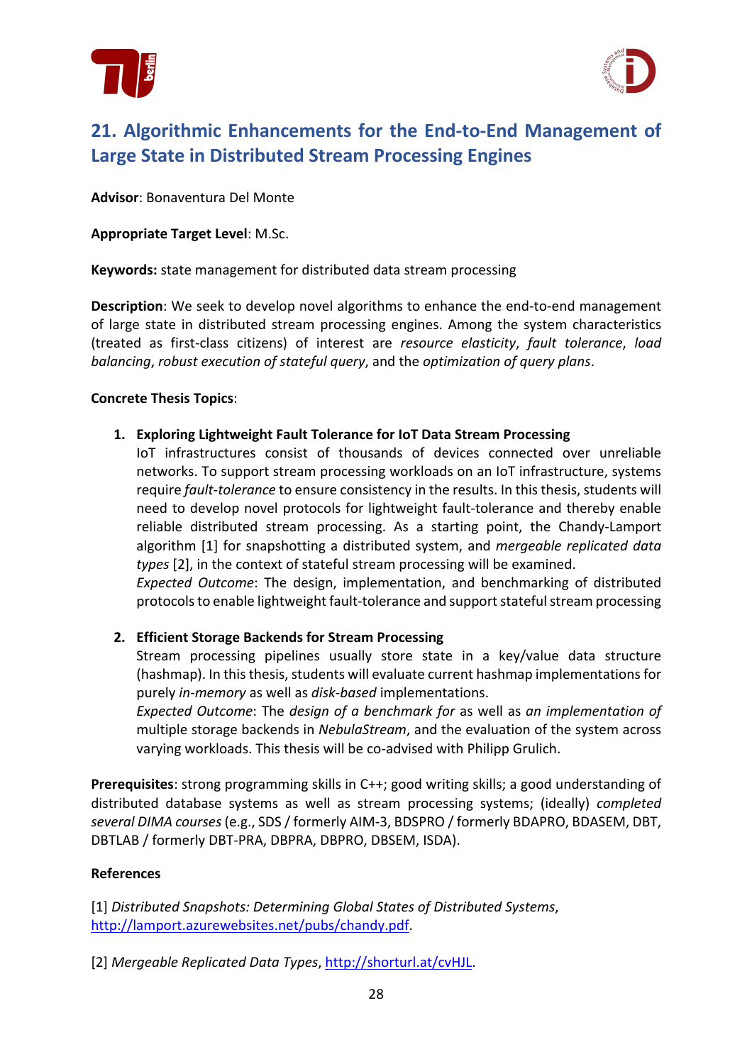## 21. Algorithmic Enhancements for the End-to-End Management of Large State in Distributed Stream Processing Engines

**Advisor**: Bonaventura Del Monte

**Appropriate Target Level**: M.Sc.

**Keywords:** state management for distributed data stream processing

**Description**: We seek to develop novel algorithms to enhance the end-to-end management of large state in distributed stream processing engines. Among the system characteristics (treated as first-class citizens) of interest are *resource elasticity*, *fault tolerance*, *load balancing*, *robust execution of stateful query*, and the *optimization of query plans*.

**Concrete Thesis Topics**:

1. **Exploring Lightweight Fault Tolerance for IoT Data Stream Processing**
   IoT infrastructures consist of thousands of devices connected over unreliable networks. To support stream processing workloads on an IoT infrastructure, systems require *fault-tolerance* to ensure consistency in the results. In this thesis, students will need to develop novel protocols for lightweight fault-tolerance and thereby enable reliable distributed stream processing. As a starting point, the Chandy-Lamport algorithm [1] for snapshotting a distributed system, and *mergeable replicated data types* [2], in the context of stateful stream processing will be examined.
   *Expected Outcome*: The design, implementation, and benchmarking of distributed protocols to enable lightweight fault-tolerance and support stateful stream processing

2. **Efficient Storage Backends for Stream Processing**
   Stream processing pipelines usually store state in a key/value data structure (hashmap). In this thesis, students will evaluate current hashmap implementations for purely *in-memory* as well as *disk-based* implementations.
   *Expected Outcome*: The *design of a benchmark for* as well as *an implementation of* multiple storage backends in *NebulaStream*, and the evaluation of the system across varying workloads. This thesis will be co-advised with Philipp Grulich.

**Prerequisites**: strong programming skills in C++; good writing skills; a good understanding of distributed database systems as well as stream processing systems; (ideally) *completed several DIMA courses* (e.g., SDS / formerly AIM-3, BDSPRO / formerly BDAPRO, BDASEM, DBT, DBTLAB / formerly DBT-PRA, DBPRA, DBPRO, DBSEM, ISDA).

**References**

[1] *Distributed Snapshots: Determining Global States of Distributed Systems*, http://lamport.azurewebsites.net/pubs/chandy.pdf.

[2] *Mergeable Replicated Data Types*, http://shorturl.at/cvHJL.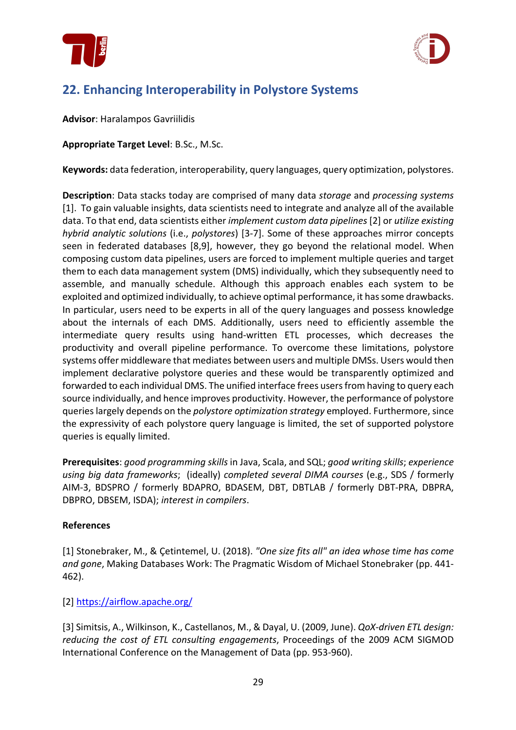## 22. Enhancing Interoperability in Polystore Systems

**Advisor**: Haralampos Gavriilidis

**Appropriate Target Level**: B.Sc., M.Sc.

**Keywords:** data federation, interoperability, query languages, query optimization, polystores.

**Description**: Data stacks today are comprised of many data *storage* and *processing systems* [1]. To gain valuable insights, data scientists need to integrate and analyze all of the available data. To that end, data scientists either *implement custom data pipelines* [2] or *utilize existing hybrid analytic solutions* (i.e., *polystores*) [3-7]. Some of these approaches mirror concepts seen in federated databases [8,9], however, they go beyond the relational model. When composing custom data pipelines, users are forced to implement multiple queries and target them to each data management system (DMS) individually, which they subsequently need to assemble, and manually schedule. Although this approach enables each system to be exploited and optimized individually, to achieve optimal performance, it has some drawbacks. In particular, users need to be experts in all of the query languages and possess knowledge about the internals of each DMS. Additionally, users need to efficiently assemble the intermediate query results using hand-written ETL processes, which decreases the productivity and overall pipeline performance. To overcome these limitations, polystore systems offer middleware that mediates between users and multiple DMSs. Users would then implement declarative polystore queries and these would be transparently optimized and forwarded to each individual DMS. The unified interface frees users from having to query each source individually, and hence improves productivity. However, the performance of polystore queries largely depends on the *polystore optimization strategy* employed. Furthermore, since the expressivity of each polystore query language is limited, the set of supported polystore queries is equally limited.

**Prerequisites**: *good programming skills* in Java, Scala, and SQL; *good writing skills*; *experience using big data frameworks*; (ideally) *completed several DIMA courses* (e.g., SDS / formerly AIM-3, BDSPRO / formerly BDAPRO, BDASEM, DBT, DBTLAB / formerly DBT-PRA, DBPRA, DBPRO, DBSEM, ISDA); *interest in compilers*.

**References**

[1] Stonebraker, M., & Çetintemel, U. (2018). *"One size fits all" an idea whose time has come and gone*, Making Databases Work: The Pragmatic Wisdom of Michael Stonebraker (pp. 441-462).

[2] https://airflow.apache.org/

[3] Simitsis, A., Wilkinson, K., Castellanos, M., & Dayal, U. (2009, June). *QoX-driven ETL design: reducing the cost of ETL consulting engagements*, Proceedings of the 2009 ACM SIGMOD International Conference on the Management of Data (pp. 953-960).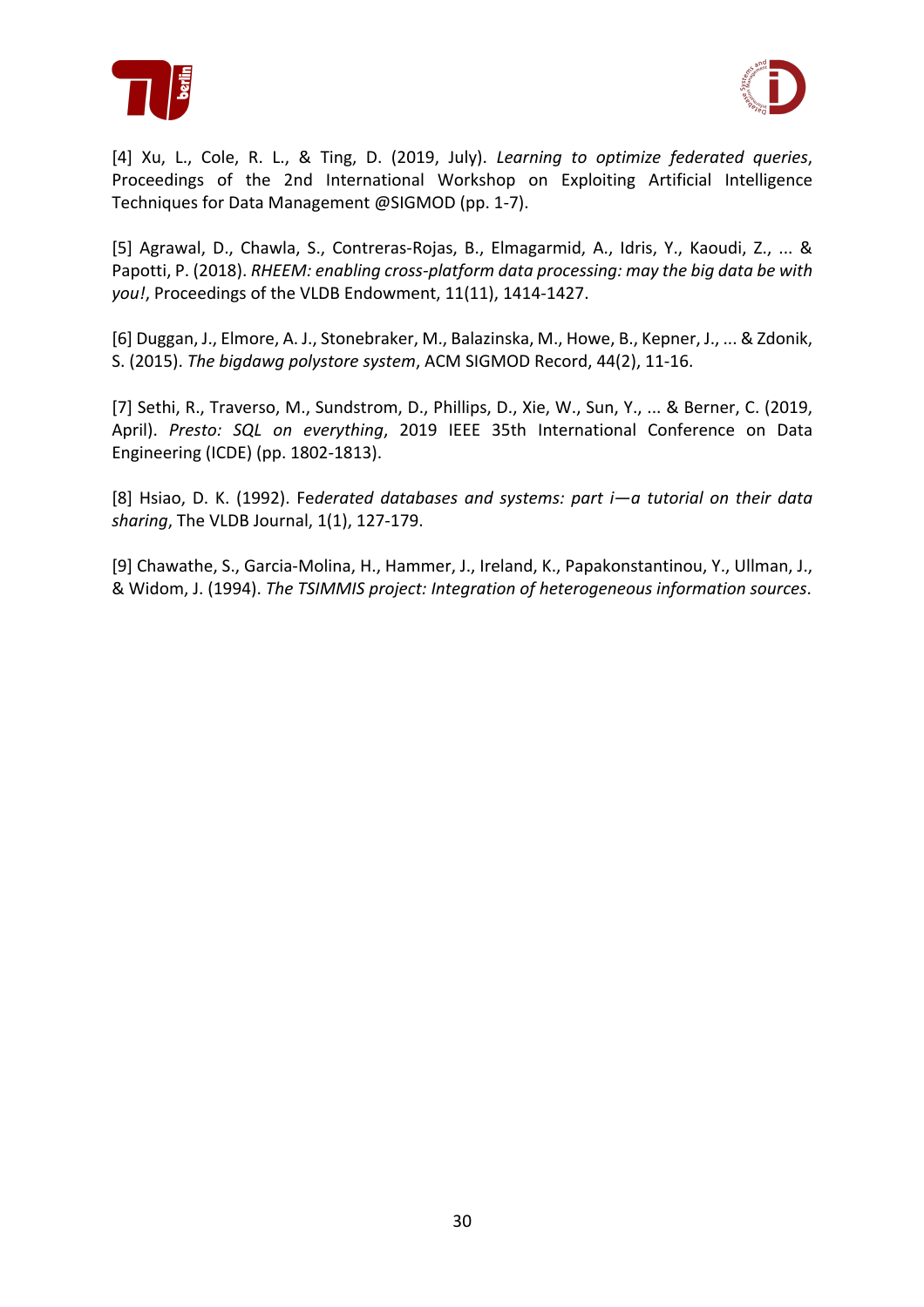[4] Xu, L., Cole, R. L., & Ting, D. (2019, July). *Learning to optimize federated queries*, Proceedings of the 2nd International Workshop on Exploiting Artificial Intelligence Techniques for Data Management @SIGMOD (pp. 1-7).

[5] Agrawal, D., Chawla, S., Contreras-Rojas, B., Elmagarmid, A., Idris, Y., Kaoudi, Z., ... & Papotti, P. (2018). *RHEEM: enabling cross-platform data processing: may the big data be with you!*, Proceedings of the VLDB Endowment, 11(11), 1414-1427.

[6] Duggan, J., Elmore, A. J., Stonebraker, M., Balazinska, M., Howe, B., Kepner, J., ... & Zdonik, S. (2015). *The bigdawg polystore system*, ACM SIGMOD Record, 44(2), 11-16.

[7] Sethi, R., Traverso, M., Sundstrom, D., Phillips, D., Xie, W., Sun, Y., ... & Berner, C. (2019, April). *Presto: SQL on everything*, 2019 IEEE 35th International Conference on Data Engineering (ICDE) (pp. 1802-1813).

[8] Hsiao, D. K. (1992). Fe*derated databases and systems: part i—a tutorial on their data sharing*, The VLDB Journal, 1(1), 127-179.

[9] Chawathe, S., Garcia-Molina, H., Hammer, J., Ireland, K., Papakonstantinou, Y., Ullman, J., & Widom, J. (1994). *The TSIMMIS project: Integration of heterogeneous information sources*.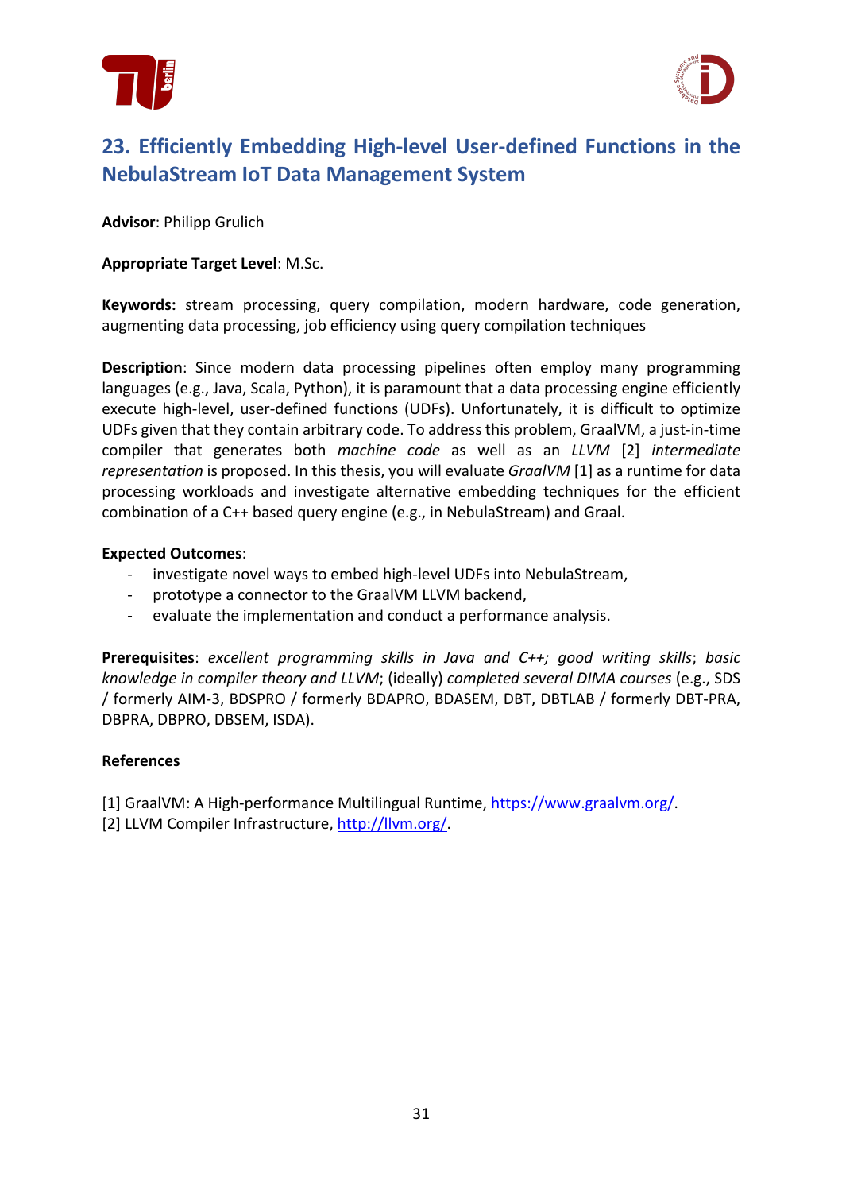## 23. Efficiently Embedding High-level User-defined Functions in the NebulaStream IoT Data Management System

**Advisor**: Philipp Grulich

**Appropriate Target Level**: M.Sc.

**Keywords:** stream processing, query compilation, modern hardware, code generation, augmenting data processing, job efficiency using query compilation techniques

**Description**: Since modern data processing pipelines often employ many programming languages (e.g., Java, Scala, Python), it is paramount that a data processing engine efficiently execute high-level, user-defined functions (UDFs). Unfortunately, it is difficult to optimize UDFs given that they contain arbitrary code. To address this problem, GraalVM, a just-in-time compiler that generates both *machine code* as well as an *LLVM* [2] *intermediate representation* is proposed. In this thesis, you will evaluate *GraalVM* [1] as a runtime for data processing workloads and investigate alternative embedding techniques for the efficient combination of a C++ based query engine (e.g., in NebulaStream) and Graal.

**Expected Outcomes**:

- investigate novel ways to embed high-level UDFs into NebulaStream,
- prototype a connector to the GraalVM LLVM backend,
- evaluate the implementation and conduct a performance analysis.

**Prerequisites**: *excellent programming skills in Java and C++; good writing skills*; *basic knowledge in compiler theory and LLVM*; (ideally) *completed several DIMA courses* (e.g., SDS / formerly AIM-3, BDSPRO / formerly BDAPRO, BDASEM, DBT, DBTLAB / formerly DBT-PRA, DBPRA, DBPRO, DBSEM, ISDA).

**References**

[1] GraalVM: A High-performance Multilingual Runtime, https://www.graalvm.org/.
[2] LLVM Compiler Infrastructure, http://llvm.org/.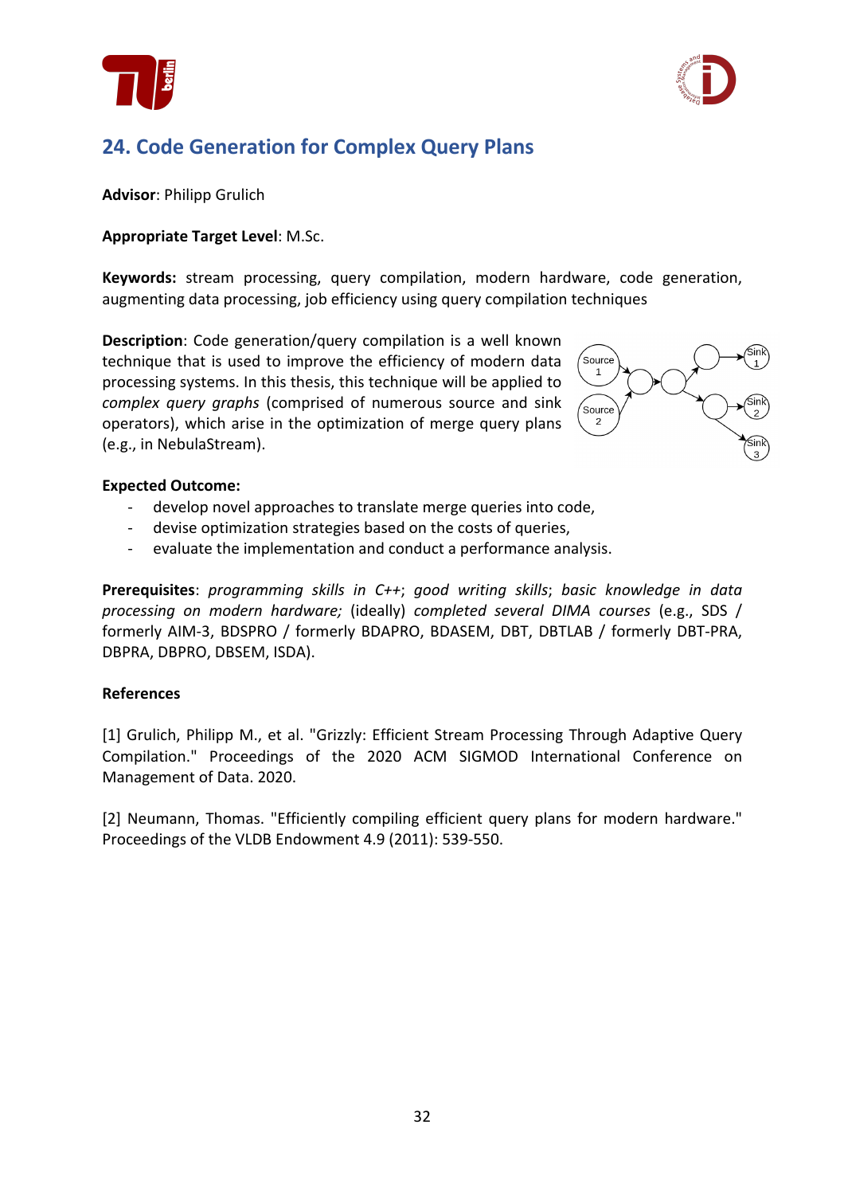## 24. Code Generation for Complex Query Plans

**Advisor**: Philipp Grulich

**Appropriate Target Level**: M.Sc.

**Keywords:** stream processing, query compilation, modern hardware, code generation, augmenting data processing, job efficiency using query compilation techniques

**Description**: Code generation/query compilation is a well known technique that is used to improve the efficiency of modern data processing systems. In this thesis, this technique will be applied to *complex query graphs* (comprised of numerous source and sink operators), which arise in the optimization of merge query plans (e.g., in NebulaStream).

**Expected Outcome:**

- develop novel approaches to translate merge queries into code,
- devise optimization strategies based on the costs of queries,
- evaluate the implementation and conduct a performance analysis.

**Prerequisites**: *programming skills in C++*; *good writing skills*; *basic knowledge in data processing on modern hardware;* (ideally) *completed several DIMA courses* (e.g., SDS / formerly AIM-3, BDSPRO / formerly BDAPRO, BDASEM, DBT, DBTLAB / formerly DBT-PRA, DBPRA, DBPRO, DBSEM, ISDA).

**References**

[1] Grulich, Philipp M., et al. "Grizzly: Efficient Stream Processing Through Adaptive Query Compilation." Proceedings of the 2020 ACM SIGMOD International Conference on Management of Data. 2020.

[2] Neumann, Thomas. "Efficiently compiling efficient query plans for modern hardware." Proceedings of the VLDB Endowment 4.9 (2011): 539-550.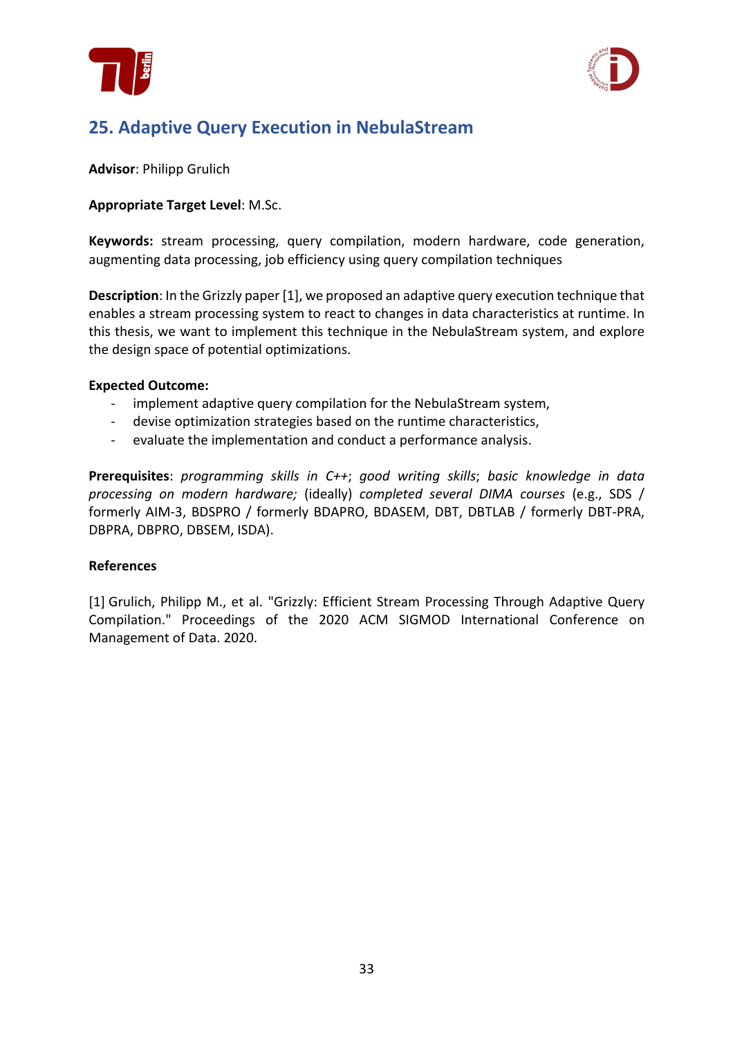## 25. Adaptive Query Execution in NebulaStream

**Advisor**: Philipp Grulich

**Appropriate Target Level**: M.Sc.

**Keywords:** stream processing, query compilation, modern hardware, code generation, augmenting data processing, job efficiency using query compilation techniques

**Description**: In the Grizzly paper [1], we proposed an adaptive query execution technique that enables a stream processing system to react to changes in data characteristics at runtime. In this thesis, we want to implement this technique in the NebulaStream system, and explore the design space of potential optimizations.

**Expected Outcome:**

- implement adaptive query compilation for the NebulaStream system,
- devise optimization strategies based on the runtime characteristics,
- evaluate the implementation and conduct a performance analysis.

**Prerequisites**: *programming skills in C++*; *good writing skills*; *basic knowledge in data processing on modern hardware;* (ideally) *completed several DIMA courses* (e.g., SDS / formerly AIM-3, BDSPRO / formerly BDAPRO, BDASEM, DBT, DBTLAB / formerly DBT-PRA, DBPRA, DBPRO, DBSEM, ISDA).

**References**

[1] Grulich, Philipp M., et al. "Grizzly: Efficient Stream Processing Through Adaptive Query Compilation." Proceedings of the 2020 ACM SIGMOD International Conference on Management of Data. 2020.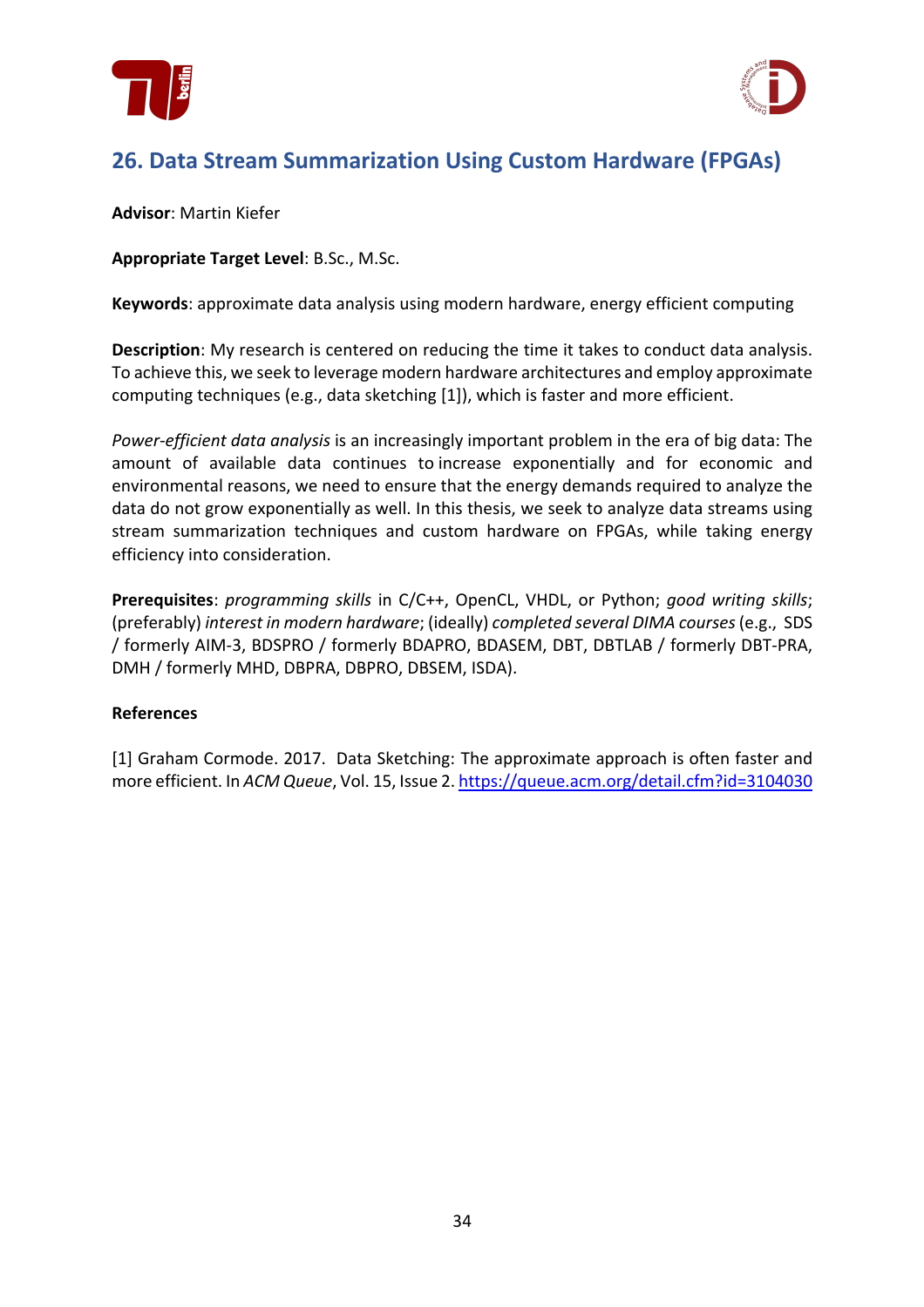## 26. Data Stream Summarization Using Custom Hardware (FPGAs)

**Advisor**: Martin Kiefer

**Appropriate Target Level**: B.Sc., M.Sc.

**Keywords**: approximate data analysis using modern hardware, energy efficient computing

**Description**: My research is centered on reducing the time it takes to conduct data analysis. To achieve this, we seek to leverage modern hardware architectures and employ approximate computing techniques (e.g., data sketching [1]), which is faster and more efficient.

*Power-efficient data analysis* is an increasingly important problem in the era of big data: The amount of available data continues to increase exponentially and for economic and environmental reasons, we need to ensure that the energy demands required to analyze the data do not grow exponentially as well. In this thesis, we seek to analyze data streams using stream summarization techniques and custom hardware on FPGAs, while taking energy efficiency into consideration.

**Prerequisites**: *programming skills* in C/C++, OpenCL, VHDL, or Python; *good writing skills*; (preferably) *interest in modern hardware*; (ideally) *completed several DIMA courses* (e.g., SDS / formerly AIM-3, BDSPRO / formerly BDAPRO, BDASEM, DBT, DBTLAB / formerly DBT-PRA, DMH / formerly MHD, DBPRA, DBPRO, DBSEM, ISDA).

**References**

[1] Graham Cormode. 2017. Data Sketching: The approximate approach is often faster and more efficient. In *ACM Queue*, Vol. 15, Issue 2. https://queue.acm.org/detail.cfm?id=3104030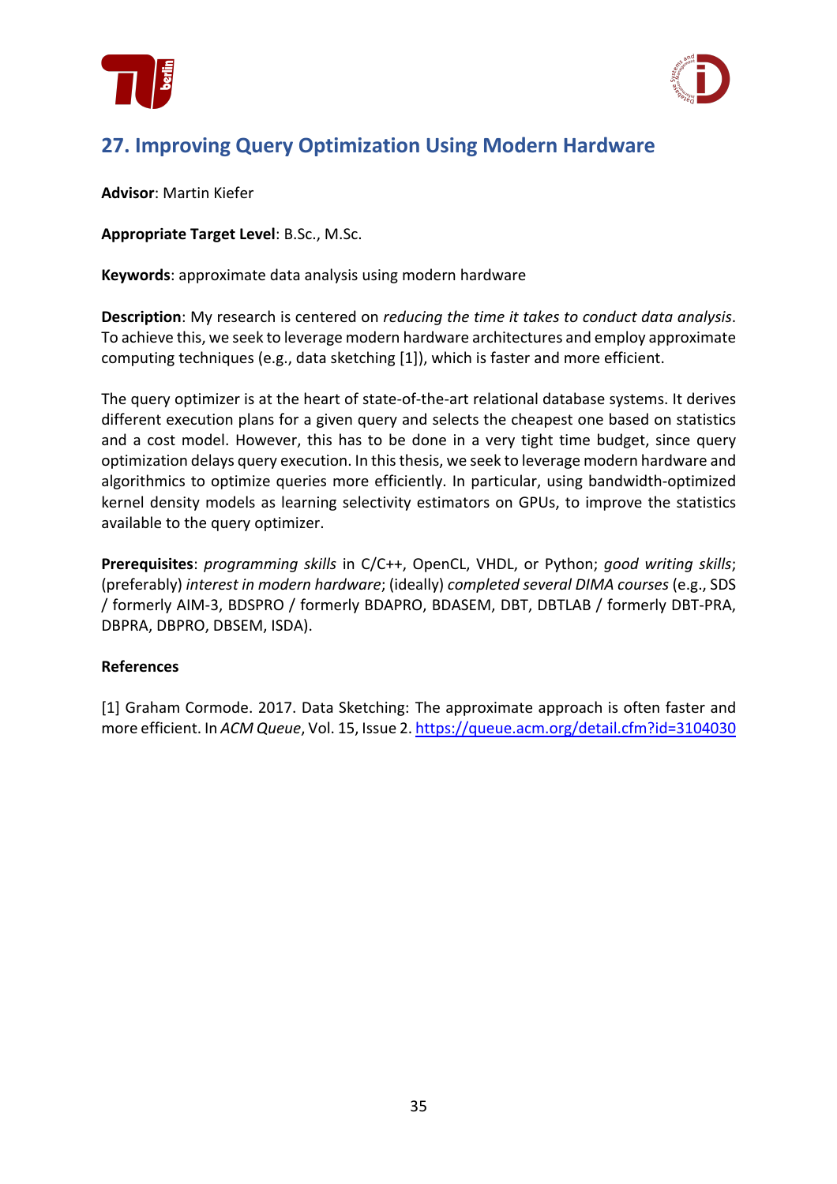## 27. Improving Query Optimization Using Modern Hardware

**Advisor**: Martin Kiefer

**Appropriate Target Level**: B.Sc., M.Sc.

**Keywords**: approximate data analysis using modern hardware

**Description**: My research is centered on *reducing the time it takes to conduct data analysis*. To achieve this, we seek to leverage modern hardware architectures and employ approximate computing techniques (e.g., data sketching [1]), which is faster and more efficient.

The query optimizer is at the heart of state-of-the-art relational database systems. It derives different execution plans for a given query and selects the cheapest one based on statistics and a cost model. However, this has to be done in a very tight time budget, since query optimization delays query execution. In this thesis, we seek to leverage modern hardware and algorithmics to optimize queries more efficiently. In particular, using bandwidth-optimized kernel density models as learning selectivity estimators on GPUs, to improve the statistics available to the query optimizer.

**Prerequisites**: *programming skills* in C/C++, OpenCL, VHDL, or Python; *good writing skills*; (preferably) *interest in modern hardware*; (ideally) *completed several DIMA courses* (e.g., SDS / formerly AIM-3, BDSPRO / formerly BDAPRO, BDASEM, DBT, DBTLAB / formerly DBT-PRA, DBPRA, DBPRO, DBSEM, ISDA).

**References**

[1] Graham Cormode. 2017. Data Sketching: The approximate approach is often faster and more efficient. In *ACM Queue*, Vol. 15, Issue 2. https://queue.acm.org/detail.cfm?id=3104030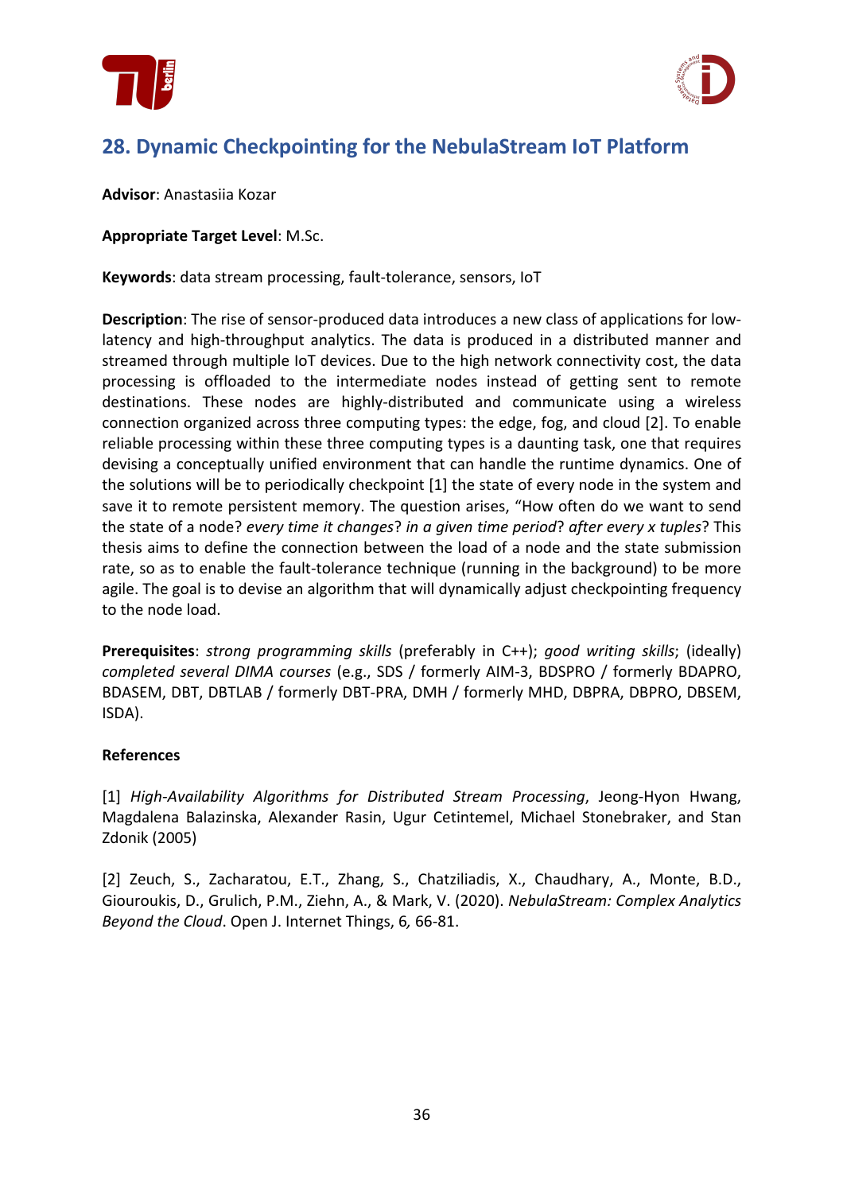## 28. Dynamic Checkpointing for the NebulaStream IoT Platform

**Advisor**: Anastasiia Kozar

**Appropriate Target Level**: M.Sc.

**Keywords**: data stream processing, fault-tolerance, sensors, IoT

**Description**: The rise of sensor-produced data introduces a new class of applications for low-latency and high-throughput analytics. The data is produced in a distributed manner and streamed through multiple IoT devices. Due to the high network connectivity cost, the data processing is offloaded to the intermediate nodes instead of getting sent to remote destinations. These nodes are highly-distributed and communicate using a wireless connection organized across three computing types: the edge, fog, and cloud [2]. To enable reliable processing within these three computing types is a daunting task, one that requires devising a conceptually unified environment that can handle the runtime dynamics. One of the solutions will be to periodically checkpoint [1] the state of every node in the system and save it to remote persistent memory. The question arises, "How often do we want to send the state of a node? *every time it changes*? *in a given time period*? *after every x tuples*? This thesis aims to define the connection between the load of a node and the state submission rate, so as to enable the fault-tolerance technique (running in the background) to be more agile. The goal is to devise an algorithm that will dynamically adjust checkpointing frequency to the node load.

**Prerequisites**: *strong programming skills* (preferably in C++); *good writing skills*; (ideally) *completed several DIMA courses* (e.g., SDS / formerly AIM-3, BDSPRO / formerly BDAPRO, BDASEM, DBT, DBTLAB / formerly DBT-PRA, DMH / formerly MHD, DBPRA, DBPRO, DBSEM, ISDA).

**References**

[1] *High-Availability Algorithms for Distributed Stream Processing*, Jeong-Hyon Hwang, Magdalena Balazinska, Alexander Rasin, Ugur Cetintemel, Michael Stonebraker, and Stan Zdonik (2005)

[2] Zeuch, S., Zacharatou, E.T., Zhang, S., Chatziliadis, X., Chaudhary, A., Monte, B.D., Giouroukis, D., Grulich, P.M., Ziehn, A., & Mark, V. (2020). *NebulaStream: Complex Analytics Beyond the Cloud*. Open J. Internet Things, 6*,* 66-81.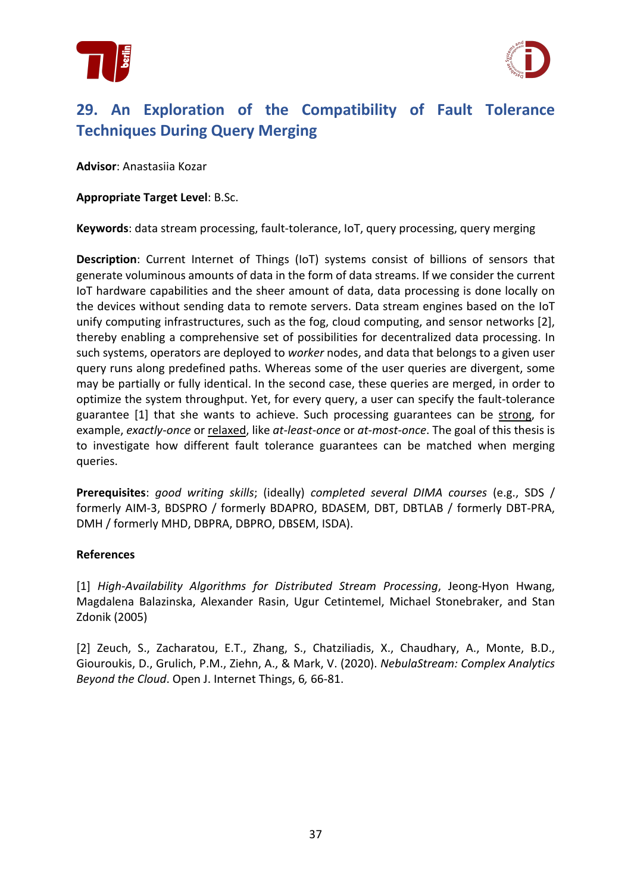## 29. An Exploration of the Compatibility of Fault Tolerance Techniques During Query Merging

**Advisor**: Anastasiia Kozar

**Appropriate Target Level**: B.Sc.

**Keywords**: data stream processing, fault-tolerance, IoT, query processing, query merging

**Description**: Current Internet of Things (IoT) systems consist of billions of sensors that generate voluminous amounts of data in the form of data streams. If we consider the current IoT hardware capabilities and the sheer amount of data, data processing is done locally on the devices without sending data to remote servers. Data stream engines based on the IoT unify computing infrastructures, such as the fog, cloud computing, and sensor networks [2], thereby enabling a comprehensive set of possibilities for decentralized data processing. In such systems, operators are deployed to *worker* nodes, and data that belongs to a given user query runs along predefined paths. Whereas some of the user queries are divergent, some may be partially or fully identical. In the second case, these queries are merged, in order to optimize the system throughput. Yet, for every query, a user can specify the fault-tolerance guarantee [1] that she wants to achieve. Such processing guarantees can be strong, for example, *exactly-once* or relaxed, like *at-least-once* or *at-most-once*. The goal of this thesis is to investigate how different fault tolerance guarantees can be matched when merging queries.

**Prerequisites**: *good writing skills*; (ideally) *completed several DIMA courses* (e.g., SDS / formerly AIM-3, BDSPRO / formerly BDAPRO, BDASEM, DBT, DBTLAB / formerly DBT-PRA, DMH / formerly MHD, DBPRA, DBPRO, DBSEM, ISDA).

**References**

[1] *High-Availability Algorithms for Distributed Stream Processing*, Jeong-Hyon Hwang, Magdalena Balazinska, Alexander Rasin, Ugur Cetintemel, Michael Stonebraker, and Stan Zdonik (2005)

[2] Zeuch, S., Zacharatou, E.T., Zhang, S., Chatziliadis, X., Chaudhary, A., Monte, B.D., Giouroukis, D., Grulich, P.M., Ziehn, A., & Mark, V. (2020). *NebulaStream: Complex Analytics Beyond the Cloud*. Open J. Internet Things, 6*,* 66-81.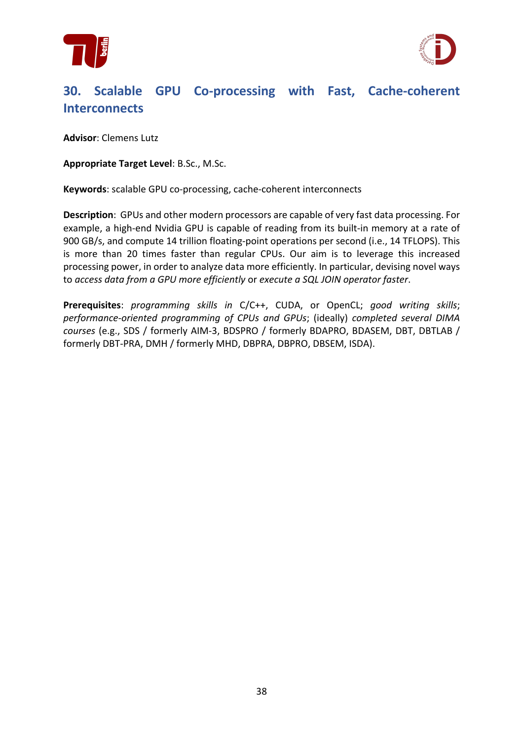## 30. Scalable GPU Co-processing with Fast, Cache-coherent Interconnects

**Advisor**: Clemens Lutz

**Appropriate Target Level**: B.Sc., M.Sc.

**Keywords**: scalable GPU co-processing, cache-coherent interconnects

**Description**: GPUs and other modern processors are capable of very fast data processing. For example, a high-end Nvidia GPU is capable of reading from its built-in memory at a rate of 900 GB/s, and compute 14 trillion floating-point operations per second (i.e., 14 TFLOPS). This is more than 20 times faster than regular CPUs. Our aim is to leverage this increased processing power, in order to analyze data more efficiently. In particular, devising novel ways to *access data from a GPU more efficiently* or *execute a SQL JOIN operator faster*.

**Prerequisites**: *programming skills in* C/C++, CUDA, or OpenCL; *good writing skills*; *performance-oriented programming of CPUs and GPUs*; (ideally) *completed several DIMA courses* (e.g., SDS / formerly AIM-3, BDSPRO / formerly BDAPRO, BDASEM, DBT, DBTLAB / formerly DBT-PRA, DMH / formerly MHD, DBPRA, DBPRO, DBSEM, ISDA).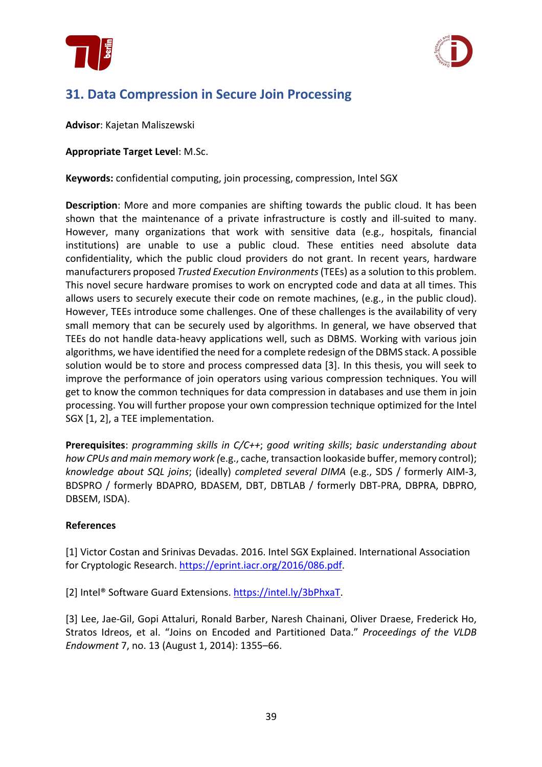## 31. Data Compression in Secure Join Processing

**Advisor**: Kajetan Maliszewski

**Appropriate Target Level**: M.Sc.

**Keywords:** confidential computing, join processing, compression, Intel SGX

**Description**: More and more companies are shifting towards the public cloud. It has been shown that the maintenance of a private infrastructure is costly and ill-suited to many. However, many organizations that work with sensitive data (e.g., hospitals, financial institutions) are unable to use a public cloud. These entities need absolute data confidentiality, which the public cloud providers do not grant. In recent years, hardware manufacturers proposed *Trusted Execution Environments* (TEEs) as a solution to this problem. This novel secure hardware promises to work on encrypted code and data at all times. This allows users to securely execute their code on remote machines, (e.g., in the public cloud). However, TEEs introduce some challenges. One of these challenges is the availability of very small memory that can be securely used by algorithms. In general, we have observed that TEEs do not handle data-heavy applications well, such as DBMS. Working with various join algorithms, we have identified the need for a complete redesign of the DBMS stack. A possible solution would be to store and process compressed data [3]. In this thesis, you will seek to improve the performance of join operators using various compression techniques. You will get to know the common techniques for data compression in databases and use them in join processing. You will further propose your own compression technique optimized for the Intel SGX [1, 2], a TEE implementation.

**Prerequisites**: *programming skills in C/C++*; *good writing skills*; *basic understanding about how CPUs and main memory work (*e.g., cache, transaction lookaside buffer, memory control); *knowledge about SQL joins*; (ideally) *completed several DIMA* (e.g., SDS / formerly AIM-3, BDSPRO / formerly BDAPRO, BDASEM, DBT, DBTLAB / formerly DBT-PRA, DBPRA, DBPRO, DBSEM, ISDA).

**References**

[1] Victor Costan and Srinivas Devadas. 2016. Intel SGX Explained. International Association for Cryptologic Research. https://eprint.iacr.org/2016/086.pdf.

[2] Intel® Software Guard Extensions. https://intel.ly/3bPhxaT.

[3] Lee, Jae-Gil, Gopi Attaluri, Ronald Barber, Naresh Chainani, Oliver Draese, Frederick Ho, Stratos Idreos, et al. "Joins on Encoded and Partitioned Data." *Proceedings of the VLDB Endowment* 7, no. 13 (August 1, 2014): 1355–66.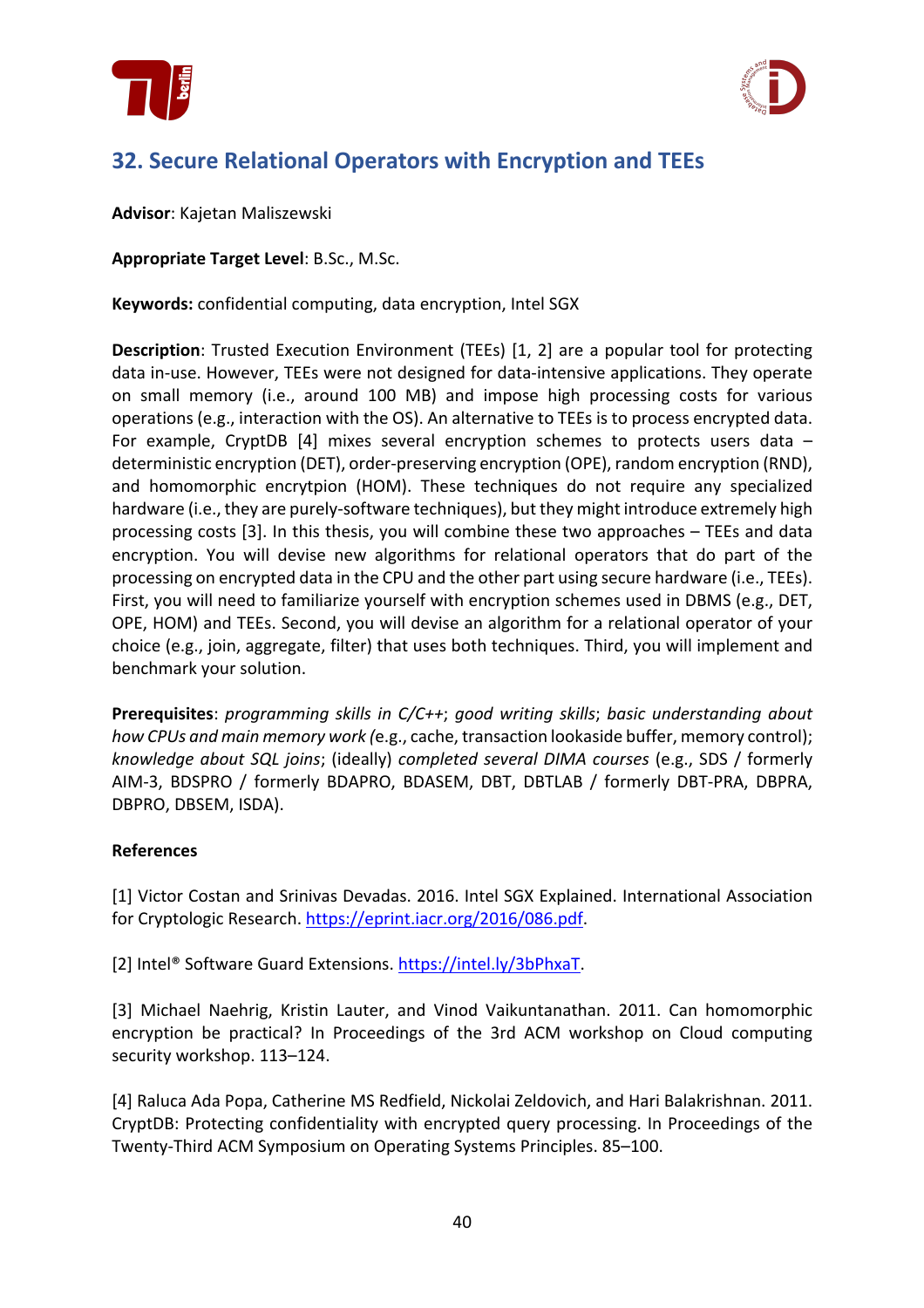## 32. Secure Relational Operators with Encryption and TEEs

**Advisor**: Kajetan Maliszewski

**Appropriate Target Level**: B.Sc., M.Sc.

**Keywords:** confidential computing, data encryption, Intel SGX

**Description**: Trusted Execution Environment (TEEs) [1, 2] are a popular tool for protecting data in-use. However, TEEs were not designed for data-intensive applications. They operate on small memory (i.e., around 100 MB) and impose high processing costs for various operations (e.g., interaction with the OS). An alternative to TEEs is to process encrypted data. For example, CryptDB [4] mixes several encryption schemes to protects users data – deterministic encryption (DET), order-preserving encryption (OPE), random encryption (RND), and homomorphic encrytpion (HOM). These techniques do not require any specialized hardware (i.e., they are purely-software techniques), but they might introduce extremely high processing costs [3]. In this thesis, you will combine these two approaches – TEEs and data encryption. You will devise new algorithms for relational operators that do part of the processing on encrypted data in the CPU and the other part using secure hardware (i.e., TEEs). First, you will need to familiarize yourself with encryption schemes used in DBMS (e.g., DET, OPE, HOM) and TEEs. Second, you will devise an algorithm for a relational operator of your choice (e.g., join, aggregate, filter) that uses both techniques. Third, you will implement and benchmark your solution.

**Prerequisites**: *programming skills in C/C++*; *good writing skills*; *basic understanding about how CPUs and main memory work (*e.g., cache, transaction lookaside buffer, memory control); *knowledge about SQL joins*; (ideally) *completed several DIMA courses* (e.g., SDS / formerly AIM-3, BDSPRO / formerly BDAPRO, BDASEM, DBT, DBTLAB / formerly DBT-PRA, DBPRA, DBPRO, DBSEM, ISDA).

**References**

[1] Victor Costan and Srinivas Devadas. 2016. Intel SGX Explained. International Association for Cryptologic Research. https://eprint.iacr.org/2016/086.pdf.

[2] Intel® Software Guard Extensions. https://intel.ly/3bPhxaT.

[3] Michael Naehrig, Kristin Lauter, and Vinod Vaikuntanathan. 2011. Can homomorphic encryption be practical? In Proceedings of the 3rd ACM workshop on Cloud computing security workshop. 113–124.

[4] Raluca Ada Popa, Catherine MS Redfield, Nickolai Zeldovich, and Hari Balakrishnan. 2011. CryptDB: Protecting confidentiality with encrypted query processing. In Proceedings of the Twenty-Third ACM Symposium on Operating Systems Principles. 85–100.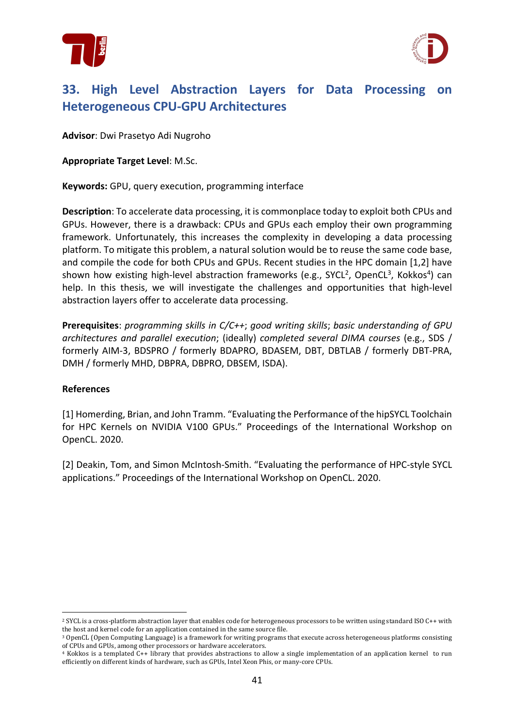## 33. High Level Abstraction Layers for Data Processing on Heterogeneous CPU-GPU Architectures

**Advisor**: Dwi Prasetyo Adi Nugroho

**Appropriate Target Level**: M.Sc.

**Keywords:** GPU, query execution, programming interface

**Description**: To accelerate data processing, it is commonplace today to exploit both CPUs and GPUs. However, there is a drawback: CPUs and GPUs each employ their own programming framework. Unfortunately, this increases the complexity in developing a data processing platform. To mitigate this problem, a natural solution would be to reuse the same code base, and compile the code for both CPUs and GPUs. Recent studies in the HPC domain [1,2] have shown how existing high-level abstraction frameworks (e.g., SYCL[2], OpenCL[3], Kokkos[4]) can help. In this thesis, we will investigate the challenges and opportunities that high-level abstraction layers offer to accelerate data processing.

**Prerequisites**: *programming skills in C/C++*; *good writing skills*; *basic understanding of GPU architectures and parallel execution*; (ideally) *completed several DIMA courses* (e.g., SDS / formerly AIM-3, BDSPRO / formerly BDAPRO, BDASEM, DBT, DBTLAB / formerly DBT-PRA, DMH / formerly MHD, DBPRA, DBPRO, DBSEM, ISDA).

**References**

[1] Homerding, Brian, and John Tramm. "Evaluating the Performance of the hipSYCL Toolchain for HPC Kernels on NVIDIA V100 GPUs." Proceedings of the International Workshop on OpenCL. 2020.

[2] Deakin, Tom, and Simon McIntosh-Smith. "Evaluating the performance of HPC-style SYCL applications." Proceedings of the International Workshop on OpenCL. 2020.

---

[2] SYCL is a cross-platform abstraction layer that enables code for heterogeneous processors to be written using standard ISO C++ with the host and kernel code for an application contained in the same source file.

[3] OpenCL (Open Computing Language) is a framework for writing programs that execute across heterogeneous platforms consisting of CPUs and GPUs, among other processors or hardware accelerators.

[4] Kokkos is a templated C++ library that provides abstractions to allow a single implementation of an application kernel to run efficiently on different kinds of hardware, such as GPUs, Intel Xeon Phis, or many-core CPUs.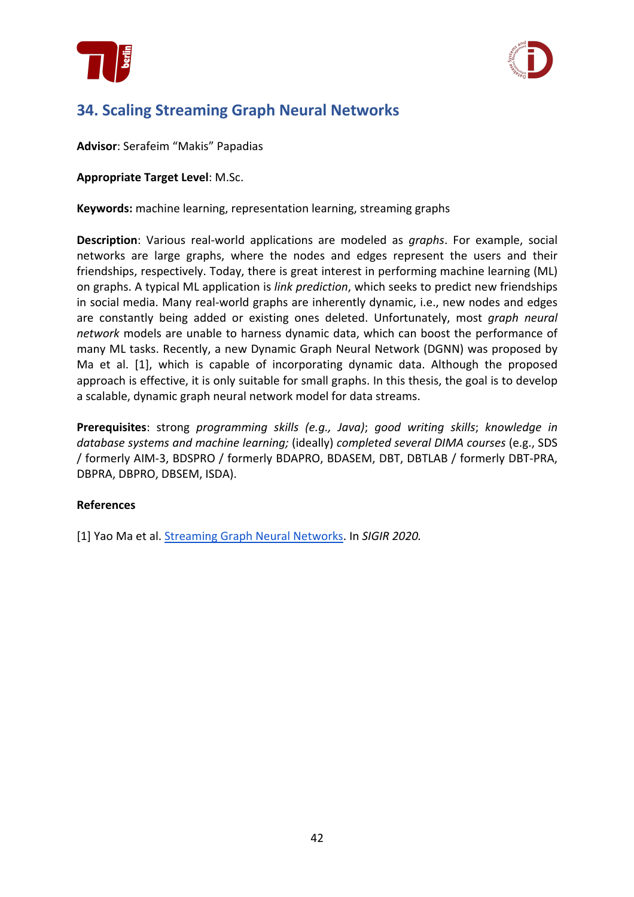## 34. Scaling Streaming Graph Neural Networks

**Advisor**: Serafeim "Makis" Papadias

**Appropriate Target Level**: M.Sc.

**Keywords:** machine learning, representation learning, streaming graphs

**Description**: Various real-world applications are modeled as *graphs*. For example, social networks are large graphs, where the nodes and edges represent the users and their friendships, respectively. Today, there is great interest in performing machine learning (ML) on graphs. A typical ML application is *link prediction*, which seeks to predict new friendships in social media. Many real-world graphs are inherently dynamic, i.e., new nodes and edges are constantly being added or existing ones deleted. Unfortunately, most *graph neural network* models are unable to harness dynamic data, which can boost the performance of many ML tasks. Recently, a new Dynamic Graph Neural Network (DGNN) was proposed by Ma et al. [1], which is capable of incorporating dynamic data. Although the proposed approach is effective, it is only suitable for small graphs. In this thesis, the goal is to develop a scalable, dynamic graph neural network model for data streams.

**Prerequisites**: strong *programming skills (e.g., Java)*; *good writing skills*; *knowledge in database systems and machine learning;* (ideally) *completed several DIMA courses* (e.g., SDS / formerly AIM-3, BDSPRO / formerly BDAPRO, BDASEM, DBT, DBTLAB / formerly DBT-PRA, DBPRA, DBPRO, DBSEM, ISDA).

**References**

[1] Yao Ma et al. Streaming Graph Neural Networks. In *SIGIR 2020.*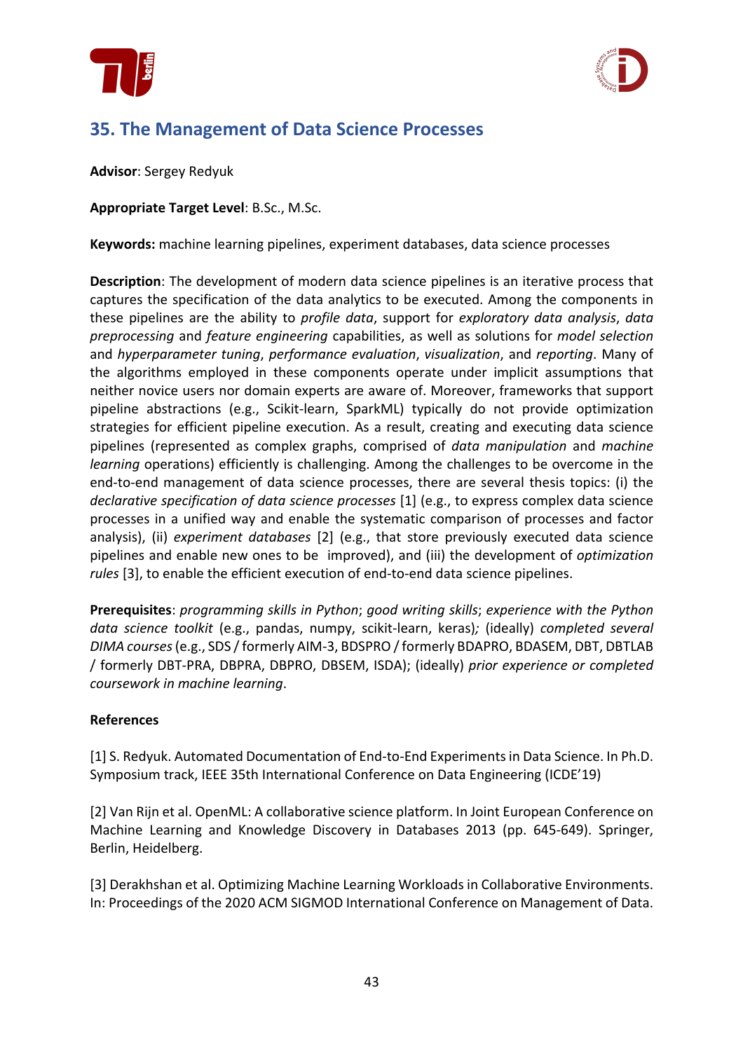## 35. The Management of Data Science Processes

**Advisor**: Sergey Redyuk

**Appropriate Target Level**: B.Sc., M.Sc.

**Keywords:** machine learning pipelines, experiment databases, data science processes

**Description**: The development of modern data science pipelines is an iterative process that captures the specification of the data analytics to be executed. Among the components in these pipelines are the ability to *profile data*, support for *exploratory data analysis*, *data preprocessing* and *feature engineering* capabilities, as well as solutions for *model selection* and *hyperparameter tuning*, *performance evaluation*, *visualization*, and *reporting*. Many of the algorithms employed in these components operate under implicit assumptions that neither novice users nor domain experts are aware of. Moreover, frameworks that support pipeline abstractions (e.g., Scikit-learn, SparkML) typically do not provide optimization strategies for efficient pipeline execution. As a result, creating and executing data science pipelines (represented as complex graphs, comprised of *data manipulation* and *machine learning* operations) efficiently is challenging. Among the challenges to be overcome in the end-to-end management of data science processes, there are several thesis topics: (i) the *declarative specification of data science processes* [1] (e.g., to express complex data science processes in a unified way and enable the systematic comparison of processes and factor analysis), (ii) *experiment databases* [2] (e.g., that store previously executed data science pipelines and enable new ones to be improved), and (iii) the development of *optimization rules* [3], to enable the efficient execution of end-to-end data science pipelines.

**Prerequisites**: *programming skills in Python*; *good writing skills*; *experience with the Python data science toolkit* (e.g., pandas, numpy, scikit-learn, keras)*;* (ideally) *completed several DIMA courses* (e.g., SDS / formerly AIM-3, BDSPRO / formerly BDAPRO, BDASEM, DBT, DBTLAB / formerly DBT-PRA, DBPRA, DBPRO, DBSEM, ISDA); (ideally) *prior experience or completed coursework in machine learning*.

**References**

[1] S. Redyuk. Automated Documentation of End-to-End Experiments in Data Science. In Ph.D. Symposium track, IEEE 35th International Conference on Data Engineering (ICDE'19)

[2] Van Rijn et al. OpenML: A collaborative science platform. In Joint European Conference on Machine Learning and Knowledge Discovery in Databases 2013 (pp. 645-649). Springer, Berlin, Heidelberg.

[3] Derakhshan et al. Optimizing Machine Learning Workloads in Collaborative Environments. In: Proceedings of the 2020 ACM SIGMOD International Conference on Management of Data.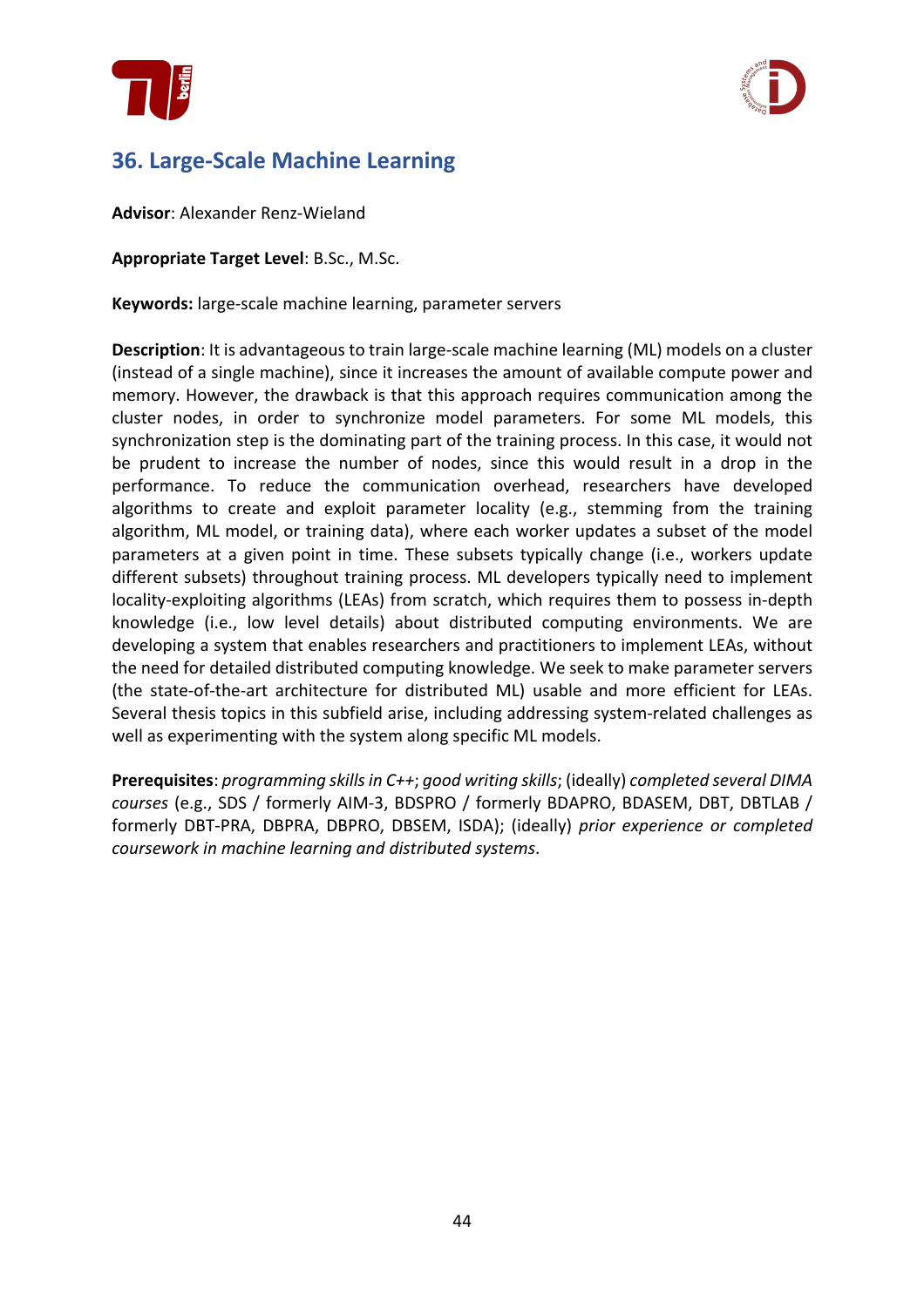## 36. Large-Scale Machine Learning

**Advisor**: Alexander Renz-Wieland

**Appropriate Target Level**: B.Sc., M.Sc.

**Keywords:** large-scale machine learning, parameter servers

**Description**: It is advantageous to train large-scale machine learning (ML) models on a cluster (instead of a single machine), since it increases the amount of available compute power and memory. However, the drawback is that this approach requires communication among the cluster nodes, in order to synchronize model parameters. For some ML models, this synchronization step is the dominating part of the training process. In this case, it would not be prudent to increase the number of nodes, since this would result in a drop in the performance. To reduce the communication overhead, researchers have developed algorithms to create and exploit parameter locality (e.g., stemming from the training algorithm, ML model, or training data), where each worker updates a subset of the model parameters at a given point in time. These subsets typically change (i.e., workers update different subsets) throughout training process. ML developers typically need to implement locality-exploiting algorithms (LEAs) from scratch, which requires them to possess in-depth knowledge (i.e., low level details) about distributed computing environments. We are developing a system that enables researchers and practitioners to implement LEAs, without the need for detailed distributed computing knowledge. We seek to make parameter servers (the state-of-the-art architecture for distributed ML) usable and more efficient for LEAs. Several thesis topics in this subfield arise, including addressing system-related challenges as well as experimenting with the system along specific ML models.

**Prerequisites**: *programming skills in C++*; *good writing skills*; (ideally) *completed several DIMA courses* (e.g., SDS / formerly AIM-3, BDSPRO / formerly BDAPRO, BDASEM, DBT, DBTLAB / formerly DBT-PRA, DBPRA, DBPRO, DBSEM, ISDA); (ideally) *prior experience or completed coursework in machine learning and distributed systems*.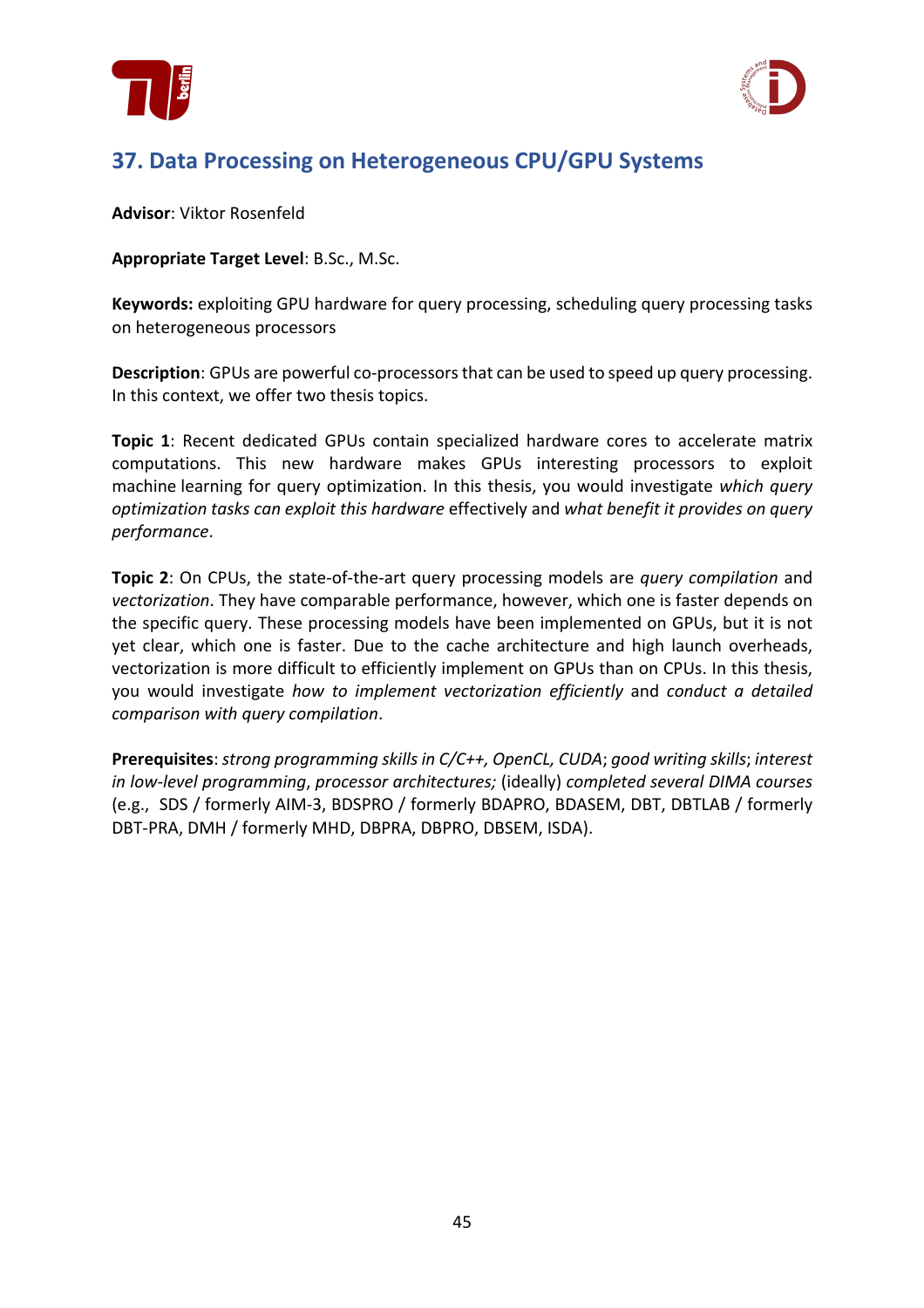## 37. Data Processing on Heterogeneous CPU/GPU Systems

**Advisor**: Viktor Rosenfeld

**Appropriate Target Level**: B.Sc., M.Sc.

**Keywords:** exploiting GPU hardware for query processing, scheduling query processing tasks on heterogeneous processors

**Description**: GPUs are powerful co-processors that can be used to speed up query processing. In this context, we offer two thesis topics.

**Topic 1**: Recent dedicated GPUs contain specialized hardware cores to accelerate matrix computations. This new hardware makes GPUs interesting processors to exploit machine learning for query optimization. In this thesis, you would investigate *which query optimization tasks can exploit this hardware* effectively and *what benefit it provides on query performance*.

**Topic 2**: On CPUs, the state-of-the-art query processing models are *query compilation* and *vectorization*. They have comparable performance, however, which one is faster depends on the specific query. These processing models have been implemented on GPUs, but it is not yet clear, which one is faster. Due to the cache architecture and high launch overheads, vectorization is more difficult to efficiently implement on GPUs than on CPUs. In this thesis, you would investigate *how to implement vectorization efficiently* and *conduct a detailed comparison with query compilation*.

**Prerequisites**: *strong programming skills in C/C++, OpenCL, CUDA*; *good writing skills*; *interest in low-level programming*, *processor architectures;* (ideally) *completed several DIMA courses* (e.g., SDS / formerly AIM-3, BDSPRO / formerly BDAPRO, BDASEM, DBT, DBTLAB / formerly DBT-PRA, DMH / formerly MHD, DBPRA, DBPRO, DBSEM, ISDA).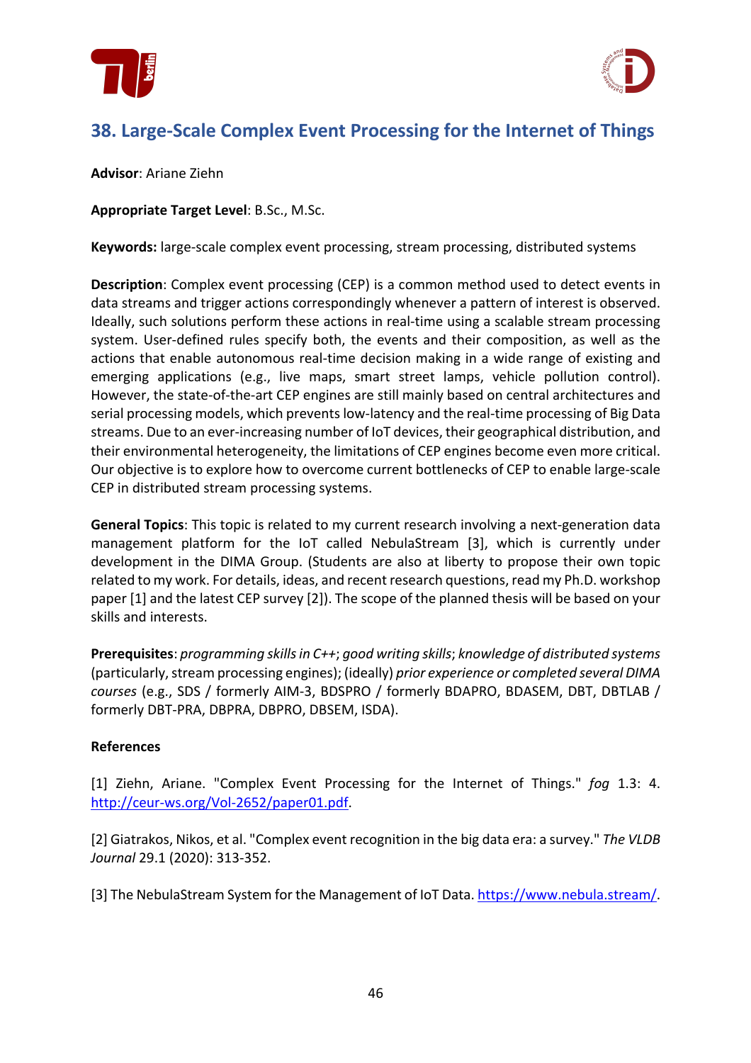## 38. Large-Scale Complex Event Processing for the Internet of Things

**Advisor**: Ariane Ziehn

**Appropriate Target Level**: B.Sc., M.Sc.

**Keywords:** large-scale complex event processing, stream processing, distributed systems

**Description**: Complex event processing (CEP) is a common method used to detect events in data streams and trigger actions correspondingly whenever a pattern of interest is observed. Ideally, such solutions perform these actions in real-time using a scalable stream processing system. User-defined rules specify both, the events and their composition, as well as the actions that enable autonomous real-time decision making in a wide range of existing and emerging applications (e.g., live maps, smart street lamps, vehicle pollution control). However, the state-of-the-art CEP engines are still mainly based on central architectures and serial processing models, which prevents low-latency and the real-time processing of Big Data streams. Due to an ever-increasing number of IoT devices, their geographical distribution, and their environmental heterogeneity, the limitations of CEP engines become even more critical. Our objective is to explore how to overcome current bottlenecks of CEP to enable large-scale CEP in distributed stream processing systems.

**General Topics**: This topic is related to my current research involving a next-generation data management platform for the IoT called NebulaStream [3], which is currently under development in the DIMA Group. (Students are also at liberty to propose their own topic related to my work. For details, ideas, and recent research questions, read my Ph.D. workshop paper [1] and the latest CEP survey [2]). The scope of the planned thesis will be based on your skills and interests.

**Prerequisites**: *programming skills in C++*; *good writing skills*; *knowledge of distributed systems* (particularly, stream processing engines); (ideally) *prior experience or completed several DIMA courses* (e.g., SDS / formerly AIM-3, BDSPRO / formerly BDAPRO, BDASEM, DBT, DBTLAB / formerly DBT-PRA, DBPRA, DBPRO, DBSEM, ISDA).

**References**

[1] Ziehn, Ariane. "Complex Event Processing for the Internet of Things." *fog* 1.3: 4. http://ceur-ws.org/Vol-2652/paper01.pdf.

[2] Giatrakos, Nikos, et al. "Complex event recognition in the big data era: a survey." *The VLDB Journal* 29.1 (2020): 313-352.

[3] The NebulaStream System for the Management of IoT Data. https://www.nebula.stream/.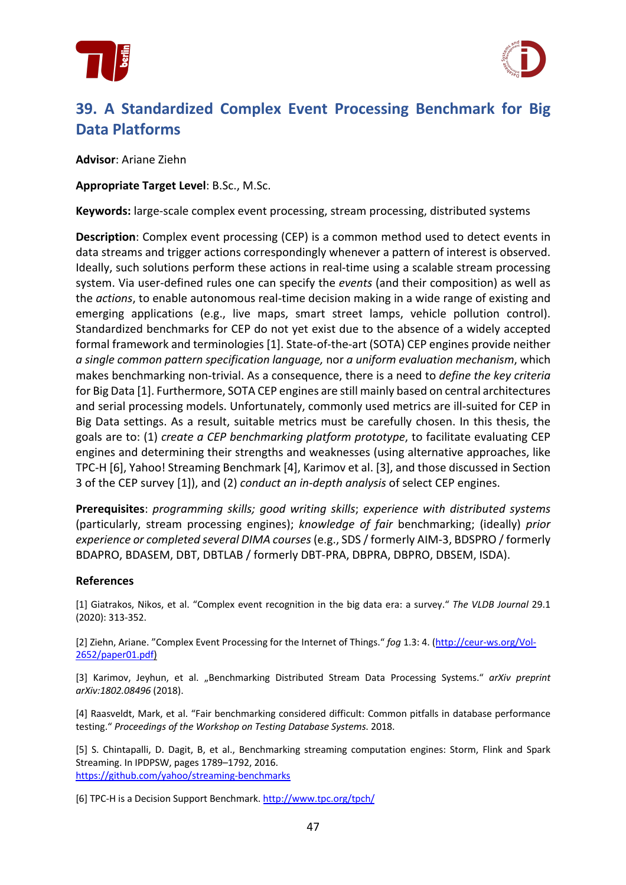## 39. A Standardized Complex Event Processing Benchmark for Big Data Platforms

**Advisor**: Ariane Ziehn

**Appropriate Target Level**: B.Sc., M.Sc.

**Keywords:** large-scale complex event processing, stream processing, distributed systems

**Description**: Complex event processing (CEP) is a common method used to detect events in data streams and trigger actions correspondingly whenever a pattern of interest is observed. Ideally, such solutions perform these actions in real-time using a scalable stream processing system. Via user-defined rules one can specify the *events* (and their composition) as well as the *actions*, to enable autonomous real-time decision making in a wide range of existing and emerging applications (e.g., live maps, smart street lamps, vehicle pollution control). Standardized benchmarks for CEP do not yet exist due to the absence of a widely accepted formal framework and terminologies [1]. State-of-the-art (SOTA) CEP engines provide neither *a single common pattern specification language,* nor *a uniform evaluation mechanism*, which makes benchmarking non-trivial. As a consequence, there is a need to *define the key criteria* for Big Data [1]. Furthermore, SOTA CEP engines are still mainly based on central architectures and serial processing models. Unfortunately, commonly used metrics are ill-suited for CEP in Big Data settings. As a result, suitable metrics must be carefully chosen. In this thesis, the goals are to: (1) *create a CEP benchmarking platform prototype*, to facilitate evaluating CEP engines and determining their strengths and weaknesses (using alternative approaches, like TPC-H [6], Yahoo! Streaming Benchmark [4], Karimov et al. [3], and those discussed in Section 3 of the CEP survey [1]), and (2) *conduct an in-depth analysis* of select CEP engines.

**Prerequisites**: *programming skills; good writing skills*; *experience with distributed systems* (particularly, stream processing engines); *knowledge of fair* benchmarking; (ideally) *prior experience or completed several DIMA courses* (e.g., SDS / formerly AIM-3, BDSPRO / formerly BDAPRO, BDASEM, DBT, DBTLAB / formerly DBT-PRA, DBPRA, DBPRO, DBSEM, ISDA).

### References

[1] Giatrakos, Nikos, et al. "Complex event recognition in the big data era: a survey." *The VLDB Journal* 29.1 (2020): 313-352.

[2] Ziehn, Ariane. "Complex Event Processing for the Internet of Things." *fog* 1.3: 4. (http://ceur-ws.org/Vol-2652/paper01.pdf)

[3] Karimov, Jeyhun, et al. „Benchmarking Distributed Stream Data Processing Systems." *arXiv preprint arXiv:1802.08496* (2018).

[4] Raasveldt, Mark, et al. "Fair benchmarking considered difficult: Common pitfalls in database performance testing." *Proceedings of the Workshop on Testing Database Systems.* 2018.

[5] S. Chintapalli, D. Dagit, B, et al., Benchmarking streaming computation engines: Storm, Flink and Spark Streaming. In IPDPSW, pages 1789–1792, 2016.
https://github.com/yahoo/streaming-benchmarks

[6] TPC-H is a Decision Support Benchmark. http://www.tpc.org/tpch/